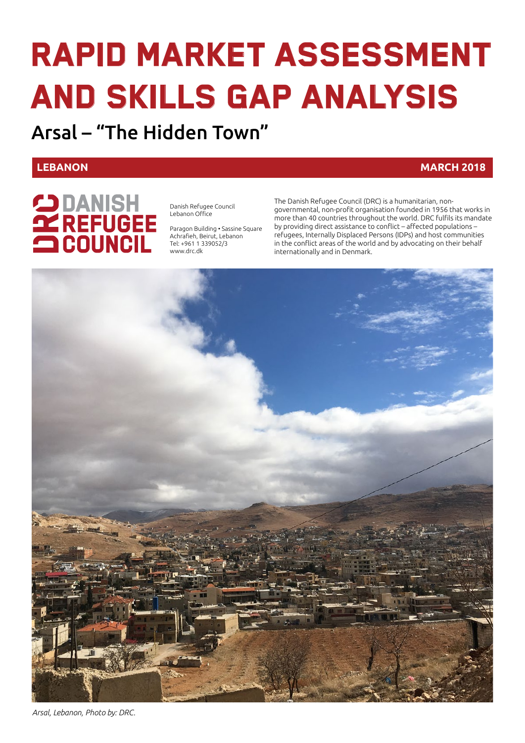# RAPID MARKET ASSESSMENT AND SKILLS GAP ANALYSIS

## Arsal – "The Hidden Town"

**LEBANON** **MARCH 2018**

DANISH REFUGEE COUNCIL

Danish Refugee Council
Lebanon Office

Paragon Building • Sassine Square
Achrafieh, Beirut, Lebanon
Tel: +961 1 339052/3
www.drc.dk

The Danish Refugee Council (DRC) is a humanitarian, non-governmental, non-profit organisation founded in 1956 that works in more than 40 countries throughout the world. DRC fulfils its mandate by providing direct assistance to conflict – affected populations – refugees, Internally Displaced Persons (IDPs) and host communities in the conflict areas of the world and by advocating on their behalf internationally and in Denmark.

*Arsal, Lebanon, Photo by: DRC.*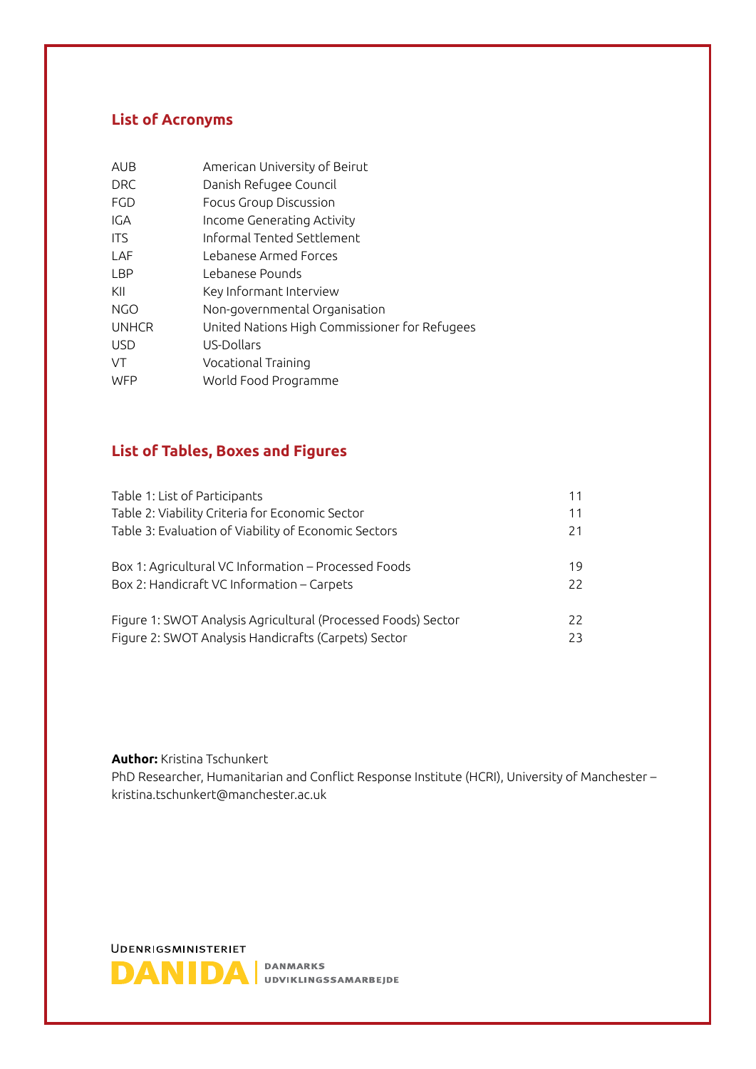## List of Acronyms

| | |
|---|---|
| AUB | American University of Beirut |
| DRC | Danish Refugee Council |
| FGD | Focus Group Discussion |
| IGA | Income Generating Activity |
| ITS | Informal Tented Settlement |
| LAF | Lebanese Armed Forces |
| LBP | Lebanese Pounds |
| KII | Key Informant Interview |
| NGO | Non-governmental Organisation |
| UNHCR | United Nations High Commissioner for Refugees |
| USD | US-Dollars |
| VT | Vocational Training |
| WFP | World Food Programme |

## List of Tables, Boxes and Figures

| | |
|---|---|
| Table 1: List of Participants | 11 |
| Table 2: Viability Criteria for Economic Sector | 11 |
| Table 3: Evaluation of Viability of Economic Sectors | 21 |
| Box 1: Agricultural VC Information – Processed Foods | 19 |
| Box 2: Handicraft VC Information – Carpets | 22 |
| Figure 1: SWOT Analysis Agricultural (Processed Foods) Sector | 22 |
| Figure 2: SWOT Analysis Handicrafts (Carpets) Sector | 23 |

**Author:** Kristina Tschunkert
PhD Researcher, Humanitarian and Conflict Response Institute (HCRI), University of Manchester – kristina.tschunkert@manchester.ac.uk

UDENRIGSMINISTERIET
DANIDA | DANMARKS UDVIKLINGSSAMARBEJDE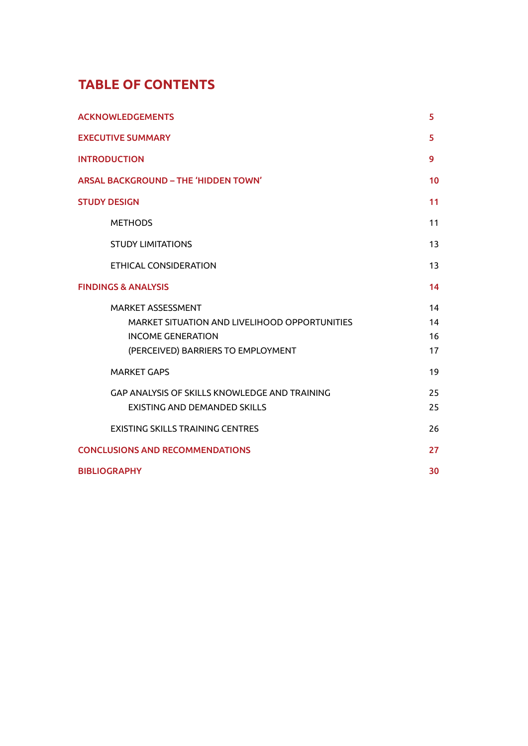# TABLE OF CONTENTS

| | |
|---|---|
| **ACKNOWLEDGEMENTS** | **5** |
| **EXECUTIVE SUMMARY** | **5** |
| **INTRODUCTION** | **9** |
| **ARSAL BACKGROUND – THE 'HIDDEN TOWN'** | **10** |
| **STUDY DESIGN** | **11** |
| METHODS | 11 |
| STUDY LIMITATIONS | 13 |
| ETHICAL CONSIDERATION | 13 |
| **FINDINGS & ANALYSIS** | **14** |
| MARKET ASSESSMENT | 14 |
| MARKET SITUATION AND LIVELIHOOD OPPORTUNITIES | 14 |
| INCOME GENERATION | 16 |
| (PERCEIVED) BARRIERS TO EMPLOYMENT | 17 |
| MARKET GAPS | 19 |
| GAP ANALYSIS OF SKILLS KNOWLEDGE AND TRAINING | 25 |
| EXISTING AND DEMANDED SKILLS | 25 |
| EXISTING SKILLS TRAINING CENTRES | 26 |
| **CONCLUSIONS AND RECOMMENDATIONS** | **27** |
| **BIBLIOGRAPHY** | **30** |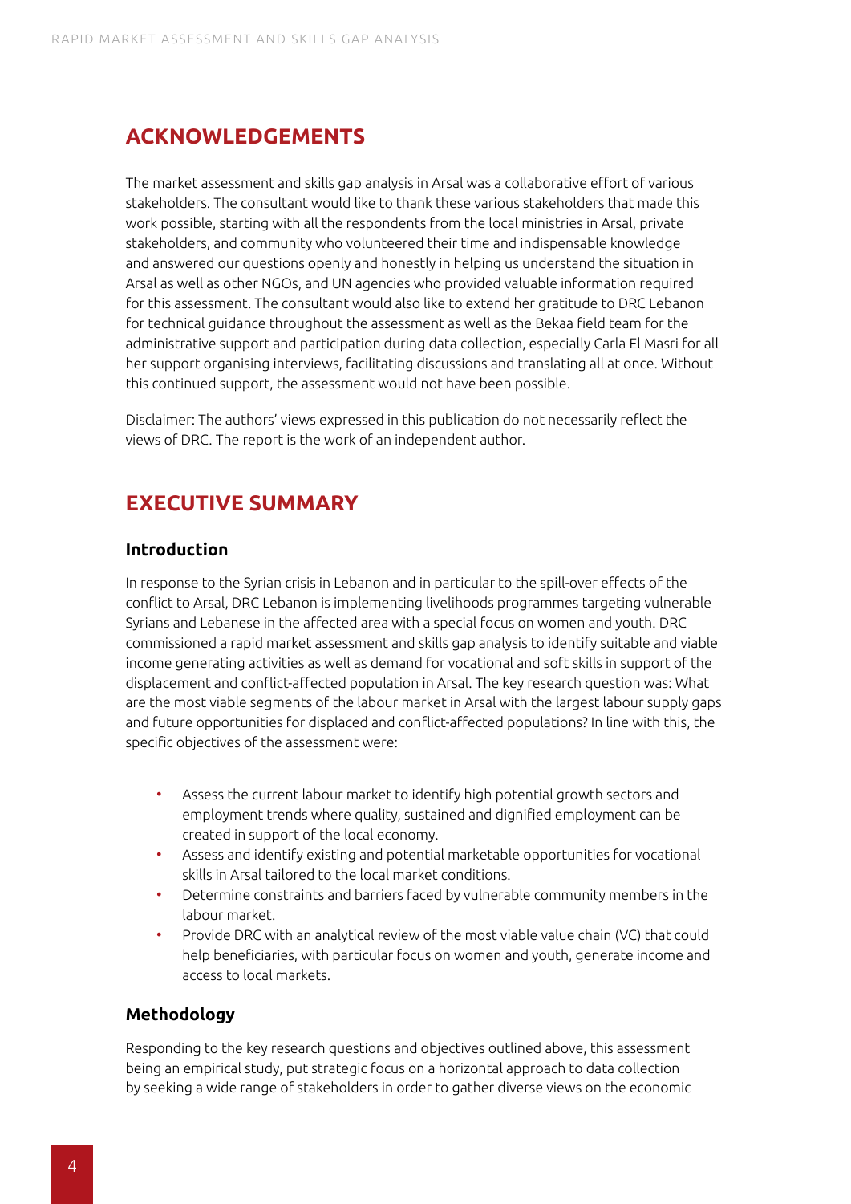## ACKNOWLEDGEMENTS

The market assessment and skills gap analysis in Arsal was a collaborative effort of various stakeholders. The consultant would like to thank these various stakeholders that made this work possible, starting with all the respondents from the local ministries in Arsal, private stakeholders, and community who volunteered their time and indispensable knowledge and answered our questions openly and honestly in helping us understand the situation in Arsal as well as other NGOs, and UN agencies who provided valuable information required for this assessment. The consultant would also like to extend her gratitude to DRC Lebanon for technical guidance throughout the assessment as well as the Bekaa field team for the administrative support and participation during data collection, especially Carla El Masri for all her support organising interviews, facilitating discussions and translating all at once. Without this continued support, the assessment would not have been possible.

Disclaimer: The authors' views expressed in this publication do not necessarily reflect the views of DRC. The report is the work of an independent author.

## EXECUTIVE SUMMARY

### Introduction

In response to the Syrian crisis in Lebanon and in particular to the spill-over effects of the conflict to Arsal, DRC Lebanon is implementing livelihoods programmes targeting vulnerable Syrians and Lebanese in the affected area with a special focus on women and youth. DRC commissioned a rapid market assessment and skills gap analysis to identify suitable and viable income generating activities as well as demand for vocational and soft skills in support of the displacement and conflict-affected population in Arsal. The key research question was: What are the most viable segments of the labour market in Arsal with the largest labour supply gaps and future opportunities for displaced and conflict-affected populations? In line with this, the specific objectives of the assessment were:

- Assess the current labour market to identify high potential growth sectors and employment trends where quality, sustained and dignified employment can be created in support of the local economy.
- Assess and identify existing and potential marketable opportunities for vocational skills in Arsal tailored to the local market conditions.
- Determine constraints and barriers faced by vulnerable community members in the labour market.
- Provide DRC with an analytical review of the most viable value chain (VC) that could help beneficiaries, with particular focus on women and youth, generate income and access to local markets.

### Methodology

Responding to the key research questions and objectives outlined above, this assessment being an empirical study, put strategic focus on a horizontal approach to data collection by seeking a wide range of stakeholders in order to gather diverse views on the economic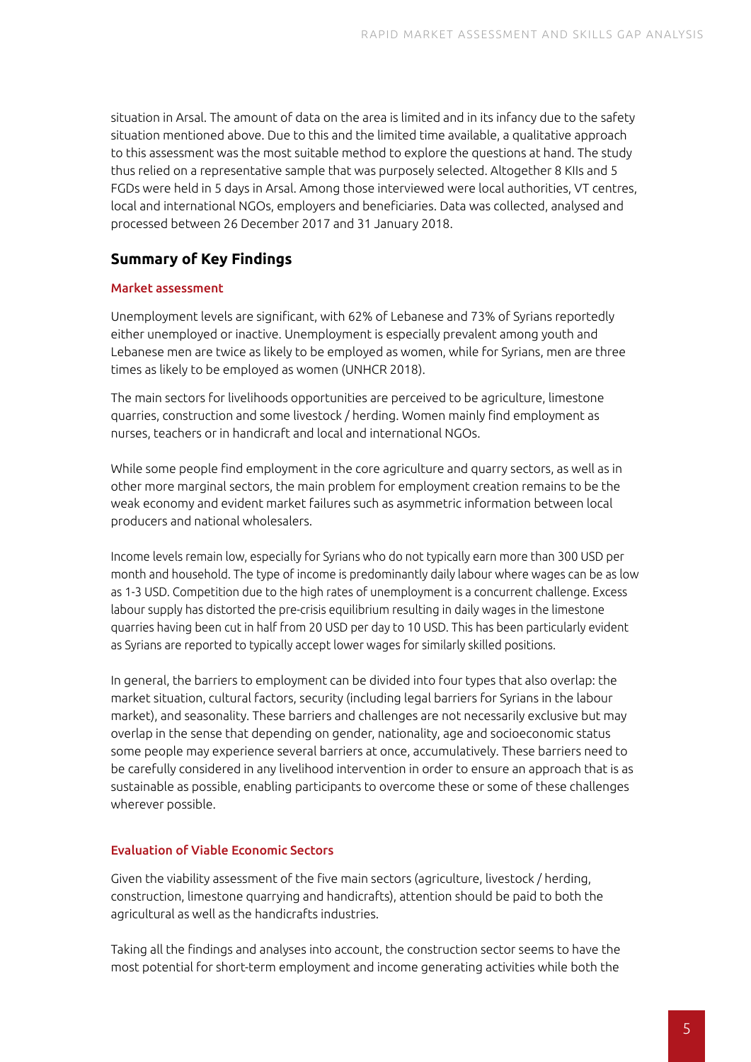situation in Arsal. The amount of data on the area is limited and in its infancy due to the safety situation mentioned above. Due to this and the limited time available, a qualitative approach to this assessment was the most suitable method to explore the questions at hand. The study thus relied on a representative sample that was purposely selected. Altogether 8 KIIs and 5 FGDs were held in 5 days in Arsal. Among those interviewed were local authorities, VT centres, local and international NGOs, employers and beneficiaries. Data was collected, analysed and processed between 26 December 2017 and 31 January 2018.

## Summary of Key Findings

### Market assessment

Unemployment levels are significant, with 62% of Lebanese and 73% of Syrians reportedly either unemployed or inactive. Unemployment is especially prevalent among youth and Lebanese men are twice as likely to be employed as women, while for Syrians, men are three times as likely to be employed as women (UNHCR 2018).

The main sectors for livelihoods opportunities are perceived to be agriculture, limestone quarries, construction and some livestock / herding. Women mainly find employment as nurses, teachers or in handicraft and local and international NGOs.

While some people find employment in the core agriculture and quarry sectors, as well as in other more marginal sectors, the main problem for employment creation remains to be the weak economy and evident market failures such as asymmetric information between local producers and national wholesalers.

Income levels remain low, especially for Syrians who do not typically earn more than 300 USD per month and household. The type of income is predominantly daily labour where wages can be as low as 1-3 USD. Competition due to the high rates of unemployment is a concurrent challenge. Excess labour supply has distorted the pre-crisis equilibrium resulting in daily wages in the limestone quarries having been cut in half from 20 USD per day to 10 USD. This has been particularly evident as Syrians are reported to typically accept lower wages for similarly skilled positions.

In general, the barriers to employment can be divided into four types that also overlap: the market situation, cultural factors, security (including legal barriers for Syrians in the labour market), and seasonality. These barriers and challenges are not necessarily exclusive but may overlap in the sense that depending on gender, nationality, age and socioeconomic status some people may experience several barriers at once, accumulatively. These barriers need to be carefully considered in any livelihood intervention in order to ensure an approach that is as sustainable as possible, enabling participants to overcome these or some of these challenges wherever possible.

### Evaluation of Viable Economic Sectors

Given the viability assessment of the five main sectors (agriculture, livestock / herding, construction, limestone quarrying and handicrafts), attention should be paid to both the agricultural as well as the handicrafts industries.

Taking all the findings and analyses into account, the construction sector seems to have the most potential for short-term employment and income generating activities while both the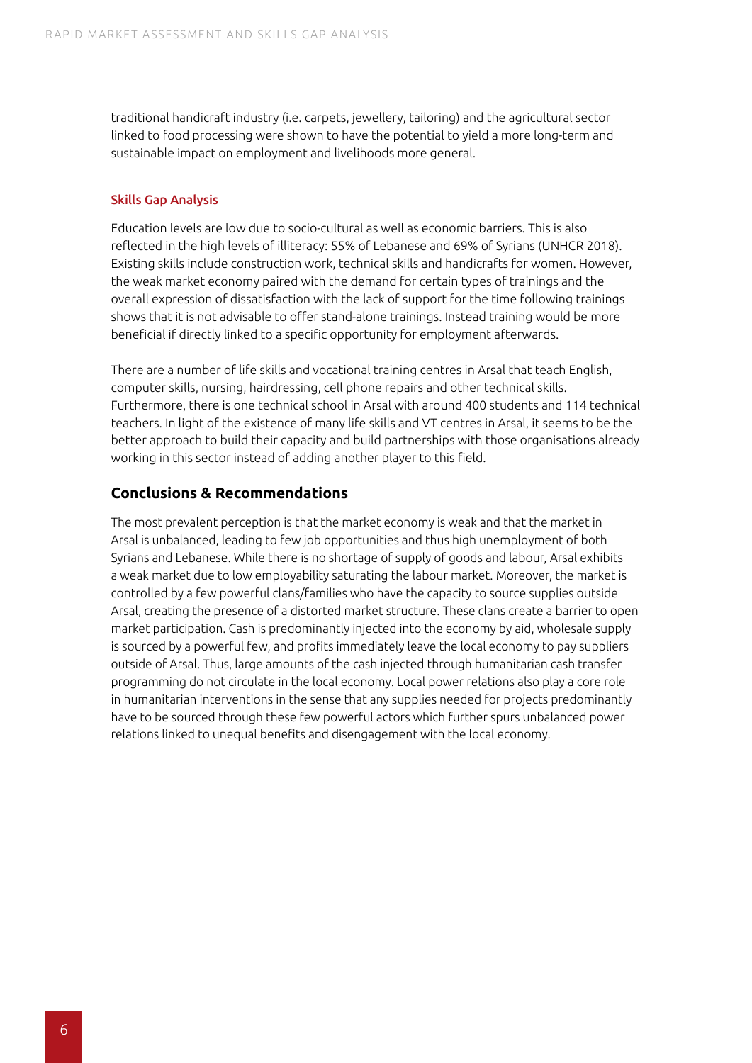traditional handicraft industry (i.e. carpets, jewellery, tailoring) and the agricultural sector linked to food processing were shown to have the potential to yield a more long-term and sustainable impact on employment and livelihoods more general.

### Skills Gap Analysis

Education levels are low due to socio-cultural as well as economic barriers. This is also reflected in the high levels of illiteracy: 55% of Lebanese and 69% of Syrians (UNHCR 2018). Existing skills include construction work, technical skills and handicrafts for women. However, the weak market economy paired with the demand for certain types of trainings and the overall expression of dissatisfaction with the lack of support for the time following trainings shows that it is not advisable to offer stand-alone trainings. Instead training would be more beneficial if directly linked to a specific opportunity for employment afterwards.

There are a number of life skills and vocational training centres in Arsal that teach English, computer skills, nursing, hairdressing, cell phone repairs and other technical skills. Furthermore, there is one technical school in Arsal with around 400 students and 114 technical teachers. In light of the existence of many life skills and VT centres in Arsal, it seems to be the better approach to build their capacity and build partnerships with those organisations already working in this sector instead of adding another player to this field.

## Conclusions & Recommendations

The most prevalent perception is that the market economy is weak and that the market in Arsal is unbalanced, leading to few job opportunities and thus high unemployment of both Syrians and Lebanese. While there is no shortage of supply of goods and labour, Arsal exhibits a weak market due to low employability saturating the labour market. Moreover, the market is controlled by a few powerful clans/families who have the capacity to source supplies outside Arsal, creating the presence of a distorted market structure. These clans create a barrier to open market participation. Cash is predominantly injected into the economy by aid, wholesale supply is sourced by a powerful few, and profits immediately leave the local economy to pay suppliers outside of Arsal. Thus, large amounts of the cash injected through humanitarian cash transfer programming do not circulate in the local economy. Local power relations also play a core role in humanitarian interventions in the sense that any supplies needed for projects predominantly have to be sourced through these few powerful actors which further spurs unbalanced power relations linked to unequal benefits and disengagement with the local economy.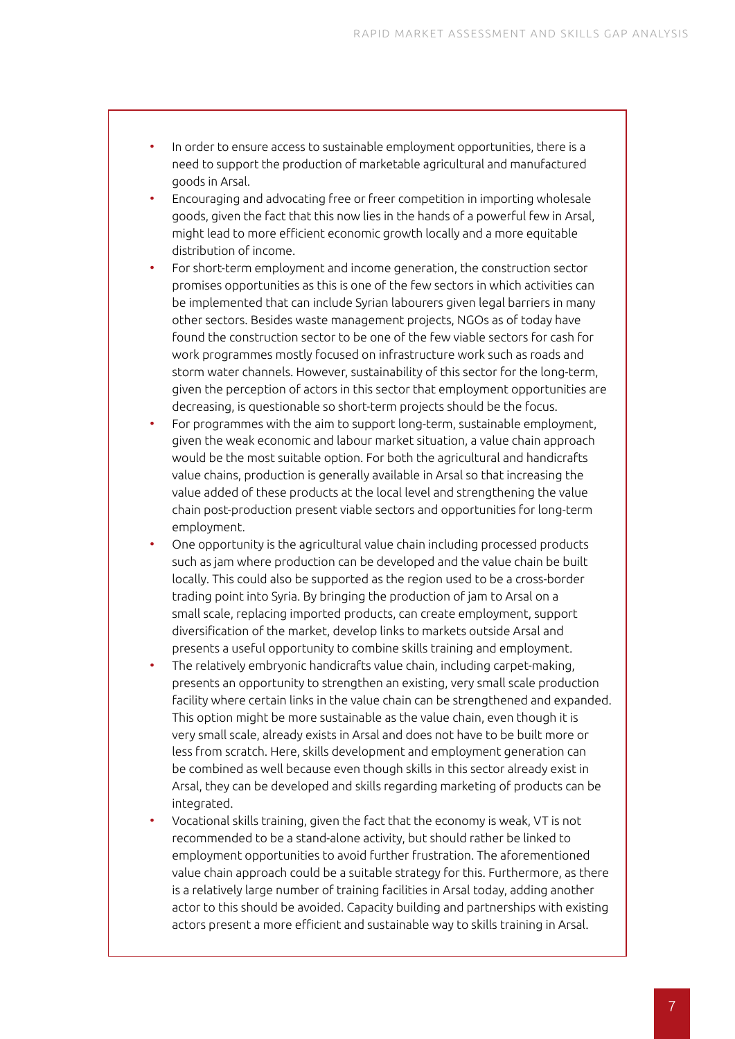- In order to ensure access to sustainable employment opportunities, there is a need to support the production of marketable agricultural and manufactured goods in Arsal.
- Encouraging and advocating free or freer competition in importing wholesale goods, given the fact that this now lies in the hands of a powerful few in Arsal, might lead to more efficient economic growth locally and a more equitable distribution of income.
- For short-term employment and income generation, the construction sector promises opportunities as this is one of the few sectors in which activities can be implemented that can include Syrian labourers given legal barriers in many other sectors. Besides waste management projects, NGOs as of today have found the construction sector to be one of the few viable sectors for cash for work programmes mostly focused on infrastructure work such as roads and storm water channels. However, sustainability of this sector for the long-term, given the perception of actors in this sector that employment opportunities are decreasing, is questionable so short-term projects should be the focus.
- For programmes with the aim to support long-term, sustainable employment, given the weak economic and labour market situation, a value chain approach would be the most suitable option. For both the agricultural and handicrafts value chains, production is generally available in Arsal so that increasing the value added of these products at the local level and strengthening the value chain post-production present viable sectors and opportunities for long-term employment.
- One opportunity is the agricultural value chain including processed products such as jam where production can be developed and the value chain be built locally. This could also be supported as the region used to be a cross-border trading point into Syria. By bringing the production of jam to Arsal on a small scale, replacing imported products, can create employment, support diversification of the market, develop links to markets outside Arsal and presents a useful opportunity to combine skills training and employment.
- The relatively embryonic handicrafts value chain, including carpet-making, presents an opportunity to strengthen an existing, very small scale production facility where certain links in the value chain can be strengthened and expanded. This option might be more sustainable as the value chain, even though it is very small scale, already exists in Arsal and does not have to be built more or less from scratch. Here, skills development and employment generation can be combined as well because even though skills in this sector already exist in Arsal, they can be developed and skills regarding marketing of products can be integrated.
- Vocational skills training, given the fact that the economy is weak, VT is not recommended to be a stand-alone activity, but should rather be linked to employment opportunities to avoid further frustration. The aforementioned value chain approach could be a suitable strategy for this. Furthermore, as there is a relatively large number of training facilities in Arsal today, adding another actor to this should be avoided. Capacity building and partnerships with existing actors present a more efficient and sustainable way to skills training in Arsal.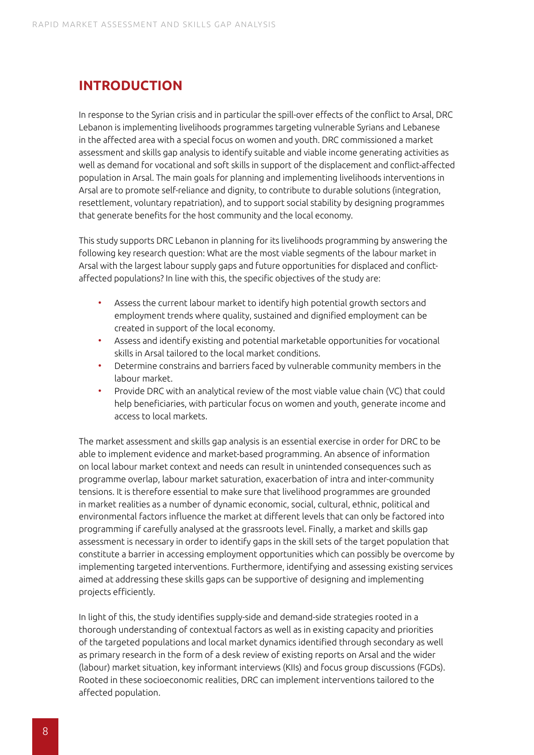# INTRODUCTION

In response to the Syrian crisis and in particular the spill-over effects of the conflict to Arsal, DRC Lebanon is implementing livelihoods programmes targeting vulnerable Syrians and Lebanese in the affected area with a special focus on women and youth. DRC commissioned a market assessment and skills gap analysis to identify suitable and viable income generating activities as well as demand for vocational and soft skills in support of the displacement and conflict-affected population in Arsal. The main goals for planning and implementing livelihoods interventions in Arsal are to promote self-reliance and dignity, to contribute to durable solutions (integration, resettlement, voluntary repatriation), and to support social stability by designing programmes that generate benefits for the host community and the local economy.

This study supports DRC Lebanon in planning for its livelihoods programming by answering the following key research question: What are the most viable segments of the labour market in Arsal with the largest labour supply gaps and future opportunities for displaced and conflict-affected populations? In line with this, the specific objectives of the study are:

- Assess the current labour market to identify high potential growth sectors and employment trends where quality, sustained and dignified employment can be created in support of the local economy.
- Assess and identify existing and potential marketable opportunities for vocational skills in Arsal tailored to the local market conditions.
- Determine constrains and barriers faced by vulnerable community members in the labour market.
- Provide DRC with an analytical review of the most viable value chain (VC) that could help beneficiaries, with particular focus on women and youth, generate income and access to local markets.

The market assessment and skills gap analysis is an essential exercise in order for DRC to be able to implement evidence and market-based programming. An absence of information on local labour market context and needs can result in unintended consequences such as programme overlap, labour market saturation, exacerbation of intra and inter-community tensions. It is therefore essential to make sure that livelihood programmes are grounded in market realities as a number of dynamic economic, social, cultural, ethnic, political and environmental factors influence the market at different levels that can only be factored into programming if carefully analysed at the grassroots level. Finally, a market and skills gap assessment is necessary in order to identify gaps in the skill sets of the target population that constitute a barrier in accessing employment opportunities which can possibly be overcome by implementing targeted interventions. Furthermore, identifying and assessing existing services aimed at addressing these skills gaps can be supportive of designing and implementing projects efficiently.

In light of this, the study identifies supply-side and demand-side strategies rooted in a thorough understanding of contextual factors as well as in existing capacity and priorities of the targeted populations and local market dynamics identified through secondary as well as primary research in the form of a desk review of existing reports on Arsal and the wider (labour) market situation, key informant interviews (KIIs) and focus group discussions (FGDs). Rooted in these socioeconomic realities, DRC can implement interventions tailored to the affected population.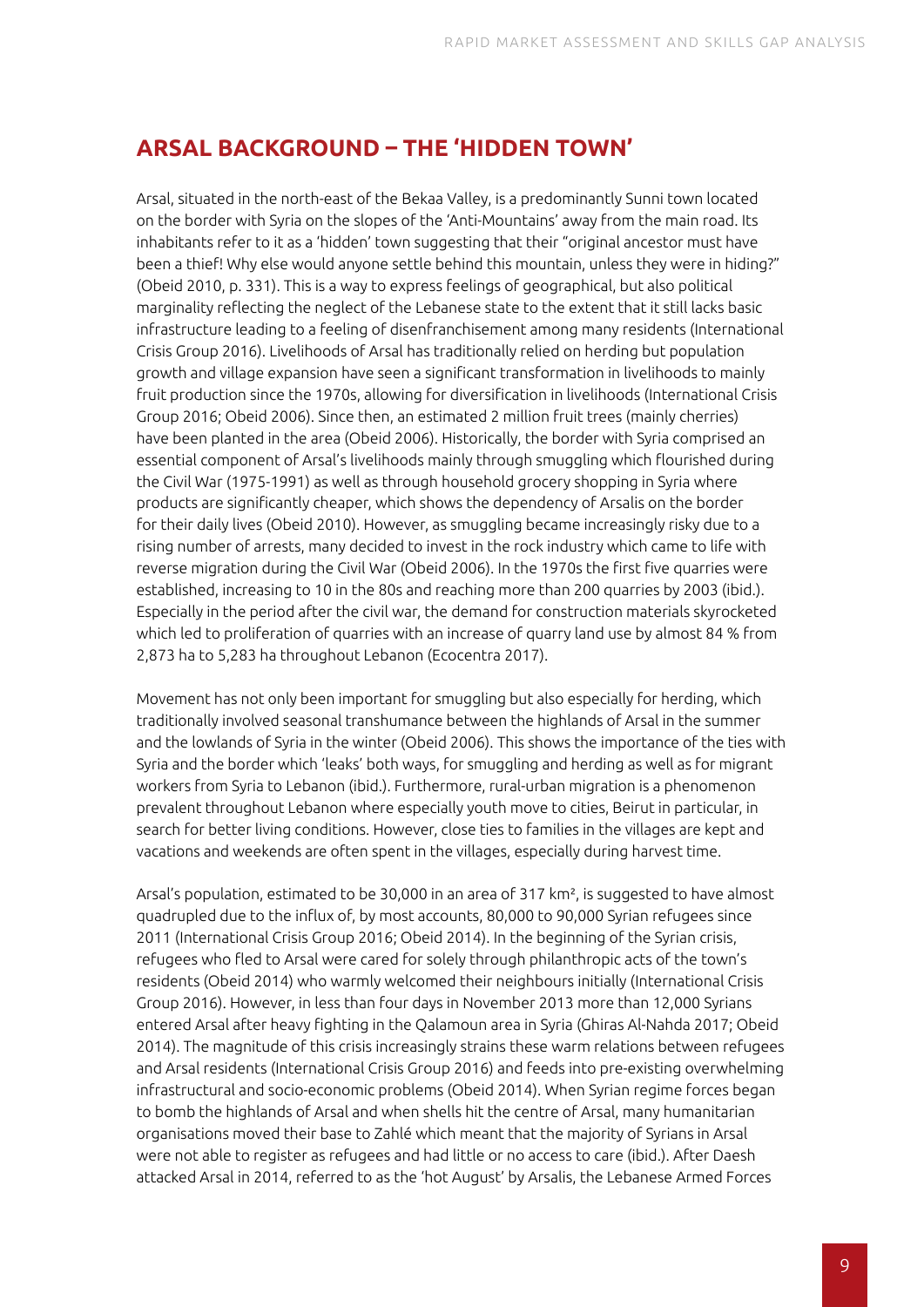## ARSAL BACKGROUND – THE 'HIDDEN TOWN'

Arsal, situated in the north-east of the Bekaa Valley, is a predominantly Sunni town located on the border with Syria on the slopes of the 'Anti-Mountains' away from the main road. Its inhabitants refer to it as a 'hidden' town suggesting that their "original ancestor must have been a thief! Why else would anyone settle behind this mountain, unless they were in hiding?" (Obeid 2010, p. 331). This is a way to express feelings of geographical, but also political marginality reflecting the neglect of the Lebanese state to the extent that it still lacks basic infrastructure leading to a feeling of disenfranchisement among many residents (International Crisis Group 2016). Livelihoods of Arsal has traditionally relied on herding but population growth and village expansion have seen a significant transformation in livelihoods to mainly fruit production since the 1970s, allowing for diversification in livelihoods (International Crisis Group 2016; Obeid 2006). Since then, an estimated 2 million fruit trees (mainly cherries) have been planted in the area (Obeid 2006). Historically, the border with Syria comprised an essential component of Arsal's livelihoods mainly through smuggling which flourished during the Civil War (1975-1991) as well as through household grocery shopping in Syria where products are significantly cheaper, which shows the dependency of Arsalis on the border for their daily lives (Obeid 2010). However, as smuggling became increasingly risky due to a rising number of arrests, many decided to invest in the rock industry which came to life with reverse migration during the Civil War (Obeid 2006). In the 1970s the first five quarries were established, increasing to 10 in the 80s and reaching more than 200 quarries by 2003 (ibid.). Especially in the period after the civil war, the demand for construction materials skyrocketed which led to proliferation of quarries with an increase of quarry land use by almost 84 % from 2,873 ha to 5,283 ha throughout Lebanon (Ecocentra 2017).

Movement has not only been important for smuggling but also especially for herding, which traditionally involved seasonal transhumance between the highlands of Arsal in the summer and the lowlands of Syria in the winter (Obeid 2006). This shows the importance of the ties with Syria and the border which 'leaks' both ways, for smuggling and herding as well as for migrant workers from Syria to Lebanon (ibid.). Furthermore, rural-urban migration is a phenomenon prevalent throughout Lebanon where especially youth move to cities, Beirut in particular, in search for better living conditions. However, close ties to families in the villages are kept and vacations and weekends are often spent in the villages, especially during harvest time.

Arsal's population, estimated to be 30,000 in an area of 317 km², is suggested to have almost quadrupled due to the influx of, by most accounts, 80,000 to 90,000 Syrian refugees since 2011 (International Crisis Group 2016; Obeid 2014). In the beginning of the Syrian crisis, refugees who fled to Arsal were cared for solely through philanthropic acts of the town's residents (Obeid 2014) who warmly welcomed their neighbours initially (International Crisis Group 2016). However, in less than four days in November 2013 more than 12,000 Syrians entered Arsal after heavy fighting in the Qalamoun area in Syria (Ghiras Al-Nahda 2017; Obeid 2014). The magnitude of this crisis increasingly strains these warm relations between refugees and Arsal residents (International Crisis Group 2016) and feeds into pre-existing overwhelming infrastructural and socio-economic problems (Obeid 2014). When Syrian regime forces began to bomb the highlands of Arsal and when shells hit the centre of Arsal, many humanitarian organisations moved their base to Zahlé which meant that the majority of Syrians in Arsal were not able to register as refugees and had little or no access to care (ibid.). After Daesh attacked Arsal in 2014, referred to as the 'hot August' by Arsalis, the Lebanese Armed Forces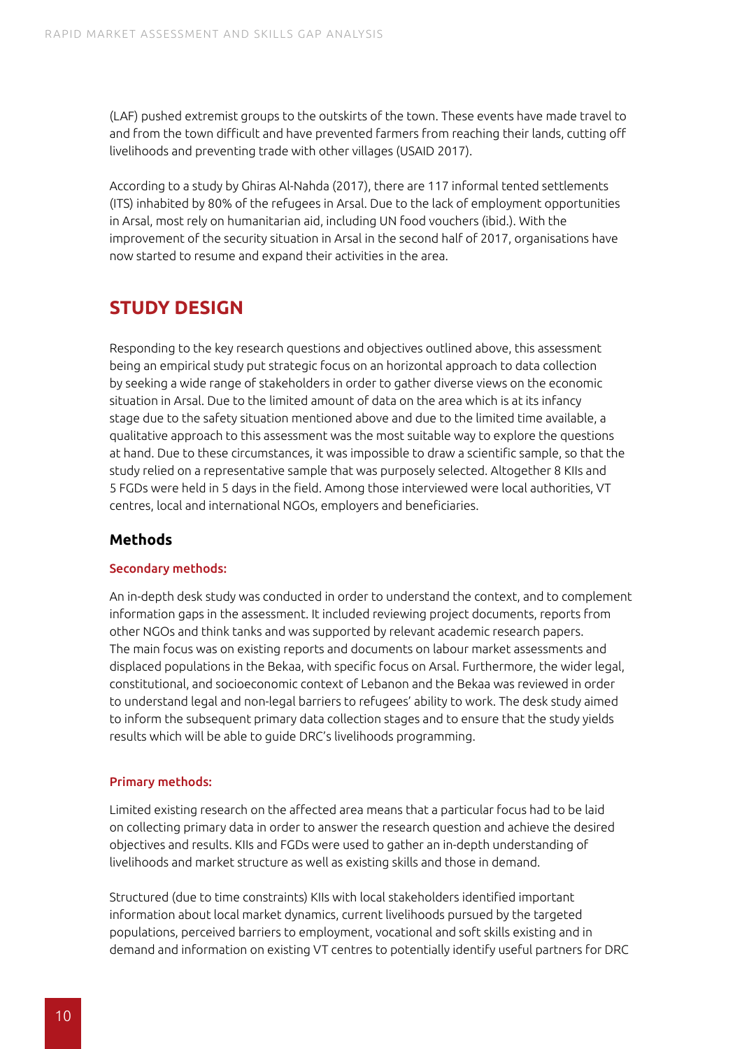(LAF) pushed extremist groups to the outskirts of the town. These events have made travel to and from the town difficult and have prevented farmers from reaching their lands, cutting off livelihoods and preventing trade with other villages (USAID 2017).

According to a study by Ghiras Al-Nahda (2017), there are 117 informal tented settlements (ITS) inhabited by 80% of the refugees in Arsal. Due to the lack of employment opportunities in Arsal, most rely on humanitarian aid, including UN food vouchers (ibid.). With the improvement of the security situation in Arsal in the second half of 2017, organisations have now started to resume and expand their activities in the area.

## STUDY DESIGN

Responding to the key research questions and objectives outlined above, this assessment being an empirical study put strategic focus on an horizontal approach to data collection by seeking a wide range of stakeholders in order to gather diverse views on the economic situation in Arsal. Due to the limited amount of data on the area which is at its infancy stage due to the safety situation mentioned above and due to the limited time available, a qualitative approach to this assessment was the most suitable way to explore the questions at hand. Due to these circumstances, it was impossible to draw a scientific sample, so that the study relied on a representative sample that was purposely selected. Altogether 8 KIIs and 5 FGDs were held in 5 days in the field. Among those interviewed were local authorities, VT centres, local and international NGOs, employers and beneficiaries.

### Methods

#### Secondary methods:

An in-depth desk study was conducted in order to understand the context, and to complement information gaps in the assessment. It included reviewing project documents, reports from other NGOs and think tanks and was supported by relevant academic research papers. The main focus was on existing reports and documents on labour market assessments and displaced populations in the Bekaa, with specific focus on Arsal. Furthermore, the wider legal, constitutional, and socioeconomic context of Lebanon and the Bekaa was reviewed in order to understand legal and non-legal barriers to refugees' ability to work. The desk study aimed to inform the subsequent primary data collection stages and to ensure that the study yields results which will be able to guide DRC's livelihoods programming.

#### Primary methods:

Limited existing research on the affected area means that a particular focus had to be laid on collecting primary data in order to answer the research question and achieve the desired objectives and results. KIIs and FGDs were used to gather an in-depth understanding of livelihoods and market structure as well as existing skills and those in demand.

Structured (due to time constraints) KIIs with local stakeholders identified important information about local market dynamics, current livelihoods pursued by the targeted populations, perceived barriers to employment, vocational and soft skills existing and in demand and information on existing VT centres to potentially identify useful partners for DRC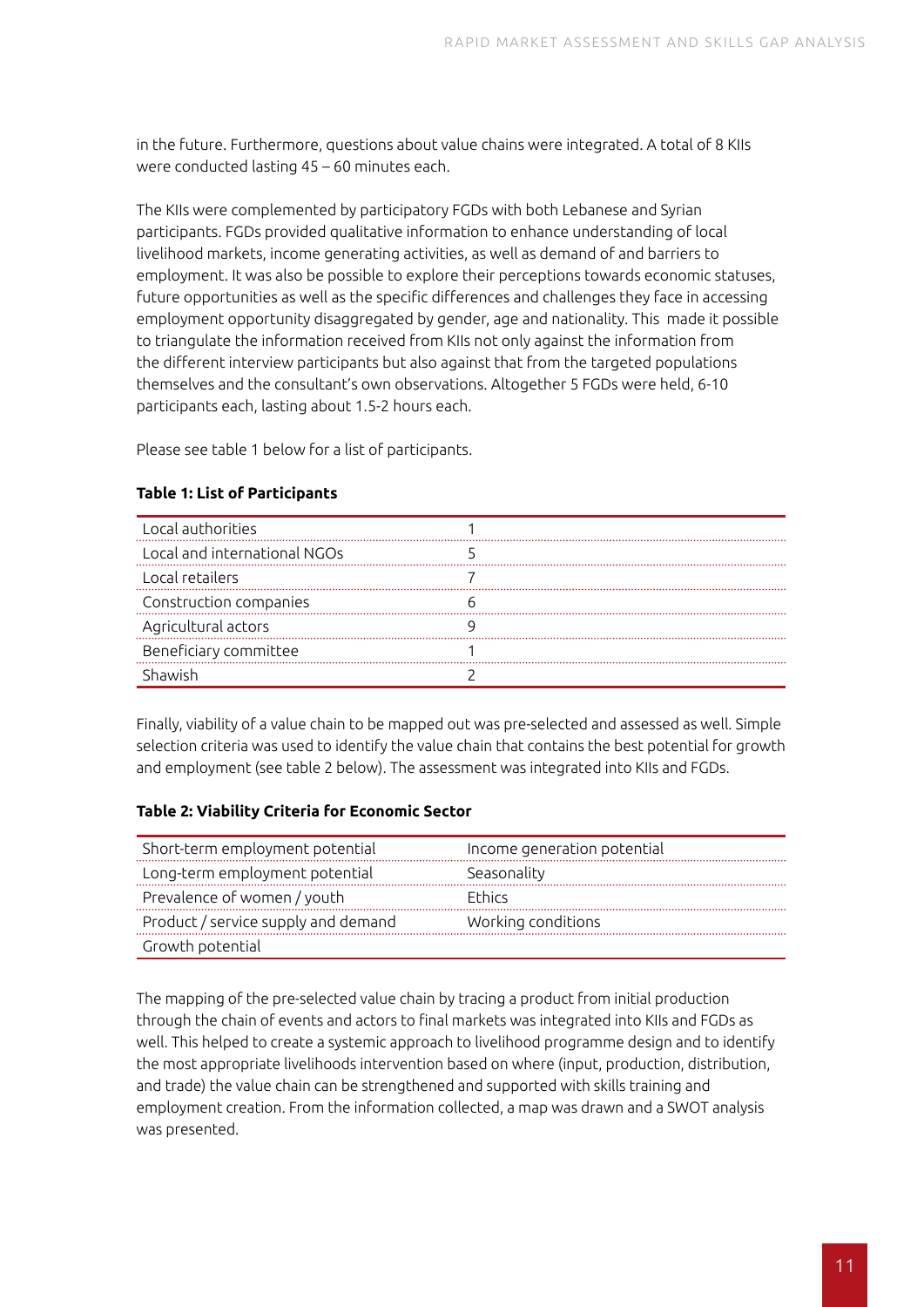in the future. Furthermore, questions about value chains were integrated. A total of 8 KIIs were conducted lasting 45 – 60 minutes each.

The KIIs were complemented by participatory FGDs with both Lebanese and Syrian participants. FGDs provided qualitative information to enhance understanding of local livelihood markets, income generating activities, as well as demand of and barriers to employment. It was also be possible to explore their perceptions towards economic statuses, future opportunities as well as the specific differences and challenges they face in accessing employment opportunity disaggregated by gender, age and nationality. This made it possible to triangulate the information received from KIIs not only against the information from the different interview participants but also against that from the targeted populations themselves and the consultant's own observations. Altogether 5 FGDs were held, 6-10 participants each, lasting about 1.5-2 hours each.

Please see table 1 below for a list of participants.

**Table 1: List of Participants**

| | |
|---|---|
| Local authorities | 1 |
| Local and international NGOs | 5 |
| Local retailers | 7 |
| Construction companies | 6 |
| Agricultural actors | 9 |
| Beneficiary committee | 1 |
| Shawish | 2 |

Finally, viability of a value chain to be mapped out was pre-selected and assessed as well. Simple selection criteria was used to identify the value chain that contains the best potential for growth and employment (see table 2 below). The assessment was integrated into KIIs and FGDs.

**Table 2: Viability Criteria for Economic Sector**

| | |
|---|---|
| Short-term employment potential | Income generation potential |
| Long-term employment potential | Seasonality |
| Prevalence of women / youth | Ethics |
| Product / service supply and demand | Working conditions |
| Growth potential | |

The mapping of the pre-selected value chain by tracing a product from initial production through the chain of events and actors to final markets was integrated into KIIs and FGDs as well. This helped to create a systemic approach to livelihood programme design and to identify the most appropriate livelihoods intervention based on where (input, production, distribution, and trade) the value chain can be strengthened and supported with skills training and employment creation. From the information collected, a map was drawn and a SWOT analysis was presented.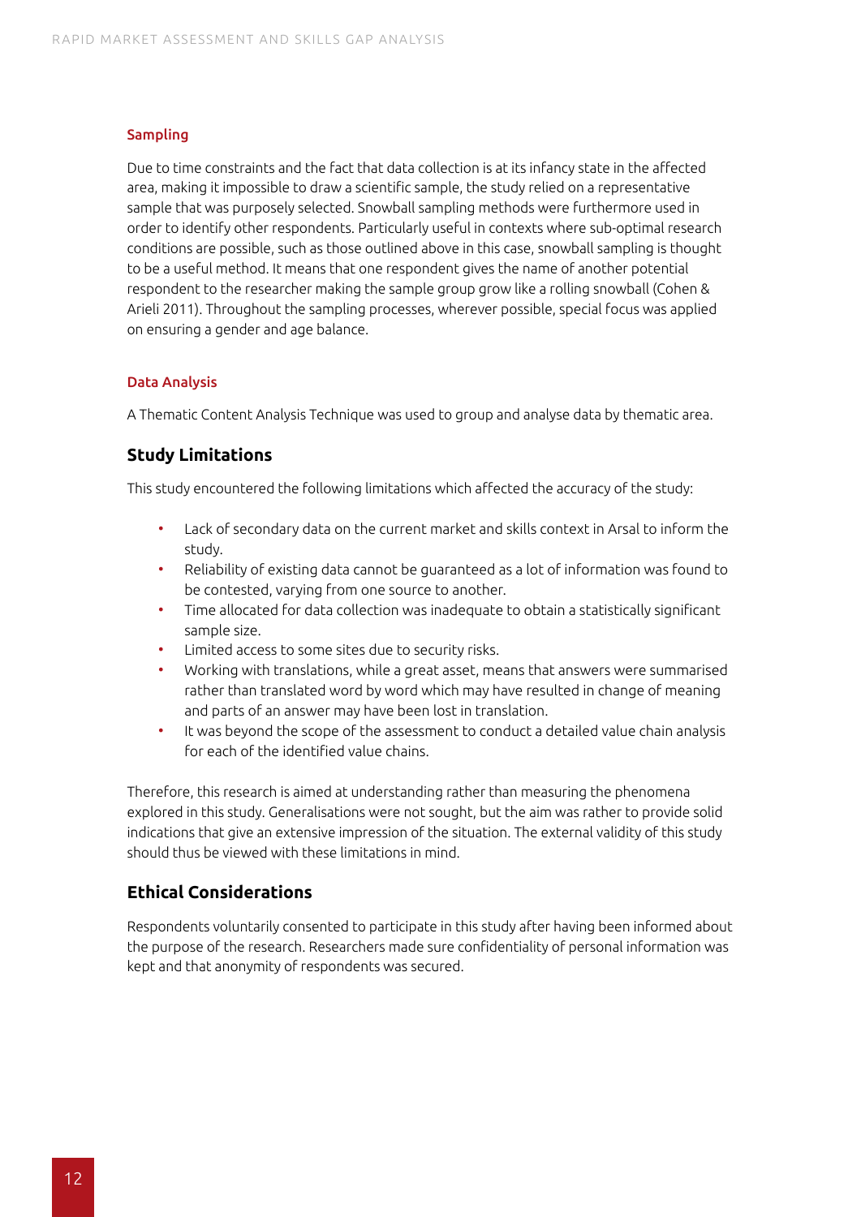### Sampling

Due to time constraints and the fact that data collection is at its infancy state in the affected area, making it impossible to draw a scientific sample, the study relied on a representative sample that was purposely selected. Snowball sampling methods were furthermore used in order to identify other respondents. Particularly useful in contexts where sub-optimal research conditions are possible, such as those outlined above in this case, snowball sampling is thought to be a useful method. It means that one respondent gives the name of another potential respondent to the researcher making the sample group grow like a rolling snowball (Cohen & Arieli 2011). Throughout the sampling processes, wherever possible, special focus was applied on ensuring a gender and age balance.

### Data Analysis

A Thematic Content Analysis Technique was used to group and analyse data by thematic area.

## Study Limitations

This study encountered the following limitations which affected the accuracy of the study:

- Lack of secondary data on the current market and skills context in Arsal to inform the study.
- Reliability of existing data cannot be guaranteed as a lot of information was found to be contested, varying from one source to another.
- Time allocated for data collection was inadequate to obtain a statistically significant sample size.
- Limited access to some sites due to security risks.
- Working with translations, while a great asset, means that answers were summarised rather than translated word by word which may have resulted in change of meaning and parts of an answer may have been lost in translation.
- It was beyond the scope of the assessment to conduct a detailed value chain analysis for each of the identified value chains.

Therefore, this research is aimed at understanding rather than measuring the phenomena explored in this study. Generalisations were not sought, but the aim was rather to provide solid indications that give an extensive impression of the situation. The external validity of this study should thus be viewed with these limitations in mind.

## Ethical Considerations

Respondents voluntarily consented to participate in this study after having been informed about the purpose of the research. Researchers made sure confidentiality of personal information was kept and that anonymity of respondents was secured.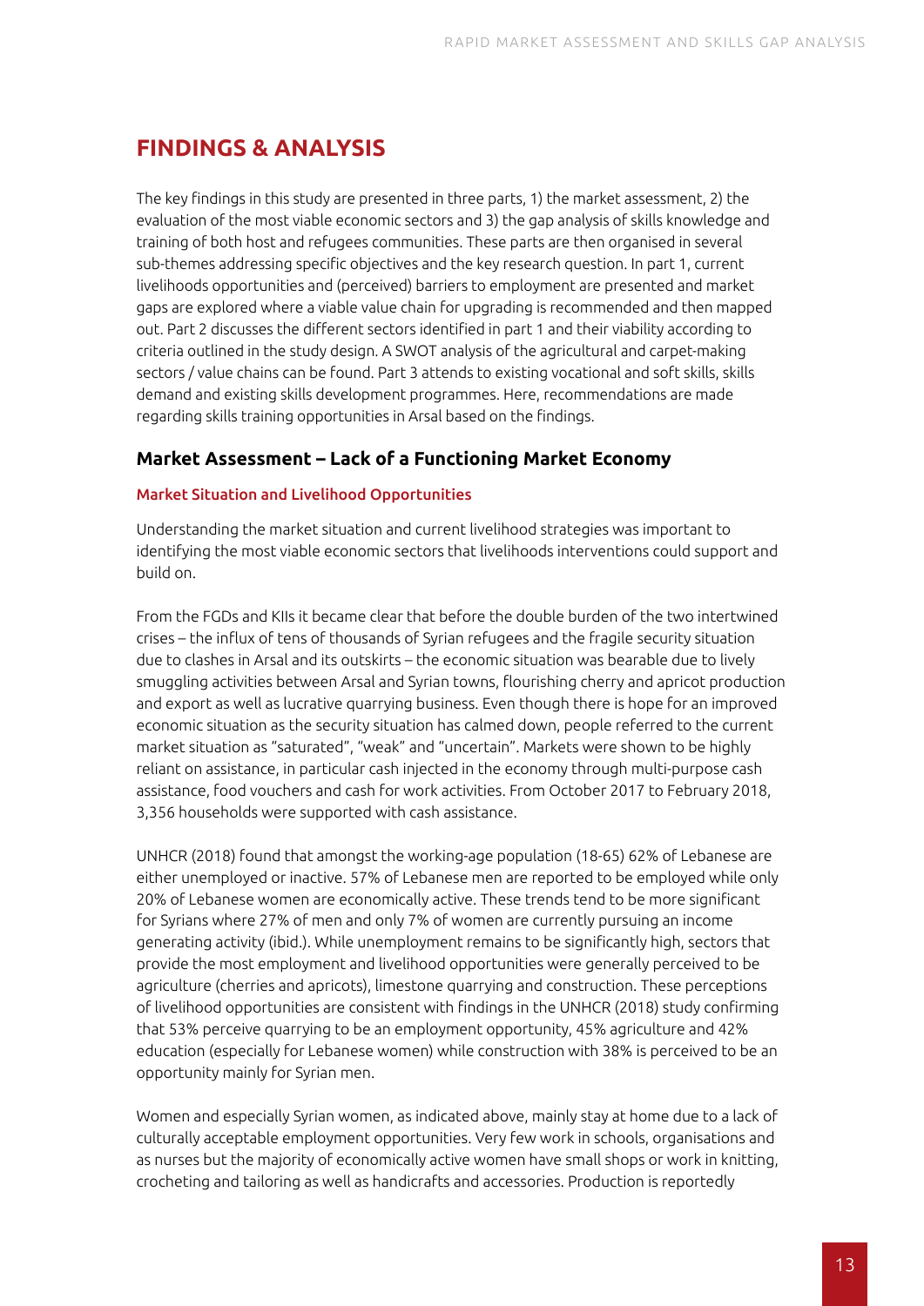## FINDINGS & ANALYSIS

The key findings in this study are presented in three parts, 1) the market assessment, 2) the evaluation of the most viable economic sectors and 3) the gap analysis of skills knowledge and training of both host and refugees communities. These parts are then organised in several sub-themes addressing specific objectives and the key research question. In part 1, current livelihoods opportunities and (perceived) barriers to employment are presented and market gaps are explored where a viable value chain for upgrading is recommended and then mapped out. Part 2 discusses the different sectors identified in part 1 and their viability according to criteria outlined in the study design. A SWOT analysis of the agricultural and carpet-making sectors / value chains can be found. Part 3 attends to existing vocational and soft skills, skills demand and existing skills development programmes. Here, recommendations are made regarding skills training opportunities in Arsal based on the findings.

### Market Assessment – Lack of a Functioning Market Economy

#### Market Situation and Livelihood Opportunities

Understanding the market situation and current livelihood strategies was important to identifying the most viable economic sectors that livelihoods interventions could support and build on.

From the FGDs and KIIs it became clear that before the double burden of the two intertwined crises – the influx of tens of thousands of Syrian refugees and the fragile security situation due to clashes in Arsal and its outskirts – the economic situation was bearable due to lively smuggling activities between Arsal and Syrian towns, flourishing cherry and apricot production and export as well as lucrative quarrying business. Even though there is hope for an improved economic situation as the security situation has calmed down, people referred to the current market situation as "saturated", "weak" and "uncertain". Markets were shown to be highly reliant on assistance, in particular cash injected in the economy through multi-purpose cash assistance, food vouchers and cash for work activities. From October 2017 to February 2018, 3,356 households were supported with cash assistance.

UNHCR (2018) found that amongst the working-age population (18-65) 62% of Lebanese are either unemployed or inactive. 57% of Lebanese men are reported to be employed while only 20% of Lebanese women are economically active. These trends tend to be more significant for Syrians where 27% of men and only 7% of women are currently pursuing an income generating activity (ibid.). While unemployment remains to be significantly high, sectors that provide the most employment and livelihood opportunities were generally perceived to be agriculture (cherries and apricots), limestone quarrying and construction. These perceptions of livelihood opportunities are consistent with findings in the UNHCR (2018) study confirming that 53% perceive quarrying to be an employment opportunity, 45% agriculture and 42% education (especially for Lebanese women) while construction with 38% is perceived to be an opportunity mainly for Syrian men.

Women and especially Syrian women, as indicated above, mainly stay at home due to a lack of culturally acceptable employment opportunities. Very few work in schools, organisations and as nurses but the majority of economically active women have small shops or work in knitting, crocheting and tailoring as well as handicrafts and accessories. Production is reportedly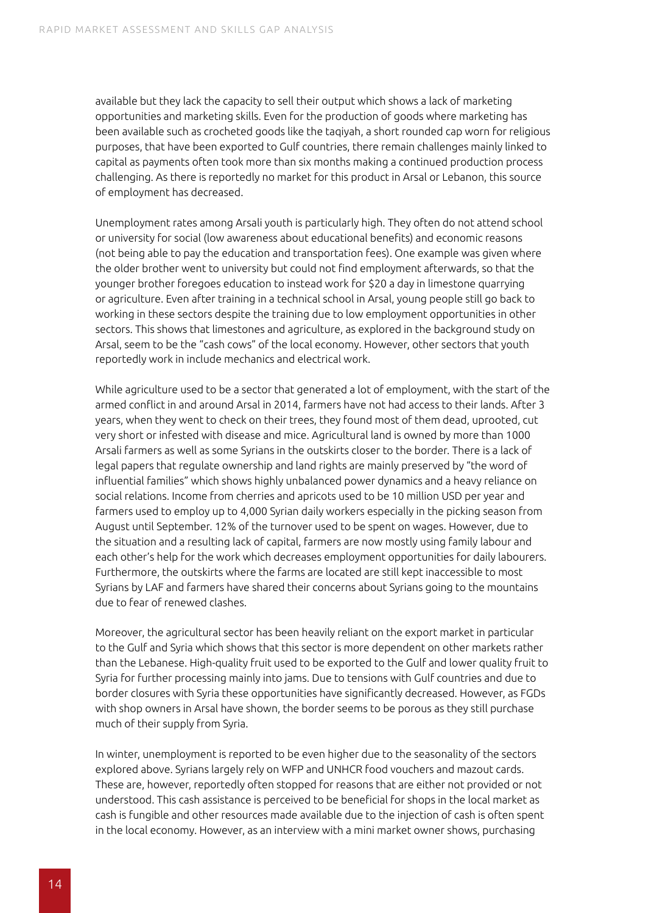available but they lack the capacity to sell their output which shows a lack of marketing opportunities and marketing skills. Even for the production of goods where marketing has been available such as crocheted goods like the taqiyah, a short rounded cap worn for religious purposes, that have been exported to Gulf countries, there remain challenges mainly linked to capital as payments often took more than six months making a continued production process challenging. As there is reportedly no market for this product in Arsal or Lebanon, this source of employment has decreased.

Unemployment rates among Arsali youth is particularly high. They often do not attend school or university for social (low awareness about educational benefits) and economic reasons (not being able to pay the education and transportation fees). One example was given where the older brother went to university but could not find employment afterwards, so that the younger brother foregoes education to instead work for $20 a day in limestone quarrying or agriculture. Even after training in a technical school in Arsal, young people still go back to working in these sectors despite the training due to low employment opportunities in other sectors. This shows that limestones and agriculture, as explored in the background study on Arsal, seem to be the "cash cows" of the local economy. However, other sectors that youth reportedly work in include mechanics and electrical work.

While agriculture used to be a sector that generated a lot of employment, with the start of the armed conflict in and around Arsal in 2014, farmers have not had access to their lands. After 3 years, when they went to check on their trees, they found most of them dead, uprooted, cut very short or infested with disease and mice. Agricultural land is owned by more than 1000 Arsali farmers as well as some Syrians in the outskirts closer to the border. There is a lack of legal papers that regulate ownership and land rights are mainly preserved by "the word of influential families" which shows highly unbalanced power dynamics and a heavy reliance on social relations. Income from cherries and apricots used to be 10 million USD per year and farmers used to employ up to 4,000 Syrian daily workers especially in the picking season from August until September. 12% of the turnover used to be spent on wages. However, due to the situation and a resulting lack of capital, farmers are now mostly using family labour and each other's help for the work which decreases employment opportunities for daily labourers. Furthermore, the outskirts where the farms are located are still kept inaccessible to most Syrians by LAF and farmers have shared their concerns about Syrians going to the mountains due to fear of renewed clashes.

Moreover, the agricultural sector has been heavily reliant on the export market in particular to the Gulf and Syria which shows that this sector is more dependent on other markets rather than the Lebanese. High-quality fruit used to be exported to the Gulf and lower quality fruit to Syria for further processing mainly into jams. Due to tensions with Gulf countries and due to border closures with Syria these opportunities have significantly decreased. However, as FGDs with shop owners in Arsal have shown, the border seems to be porous as they still purchase much of their supply from Syria.

In winter, unemployment is reported to be even higher due to the seasonality of the sectors explored above. Syrians largely rely on WFP and UNHCR food vouchers and mazout cards. These are, however, reportedly often stopped for reasons that are either not provided or not understood. This cash assistance is perceived to be beneficial for shops in the local market as cash is fungible and other resources made available due to the injection of cash is often spent in the local economy. However, as an interview with a mini market owner shows, purchasing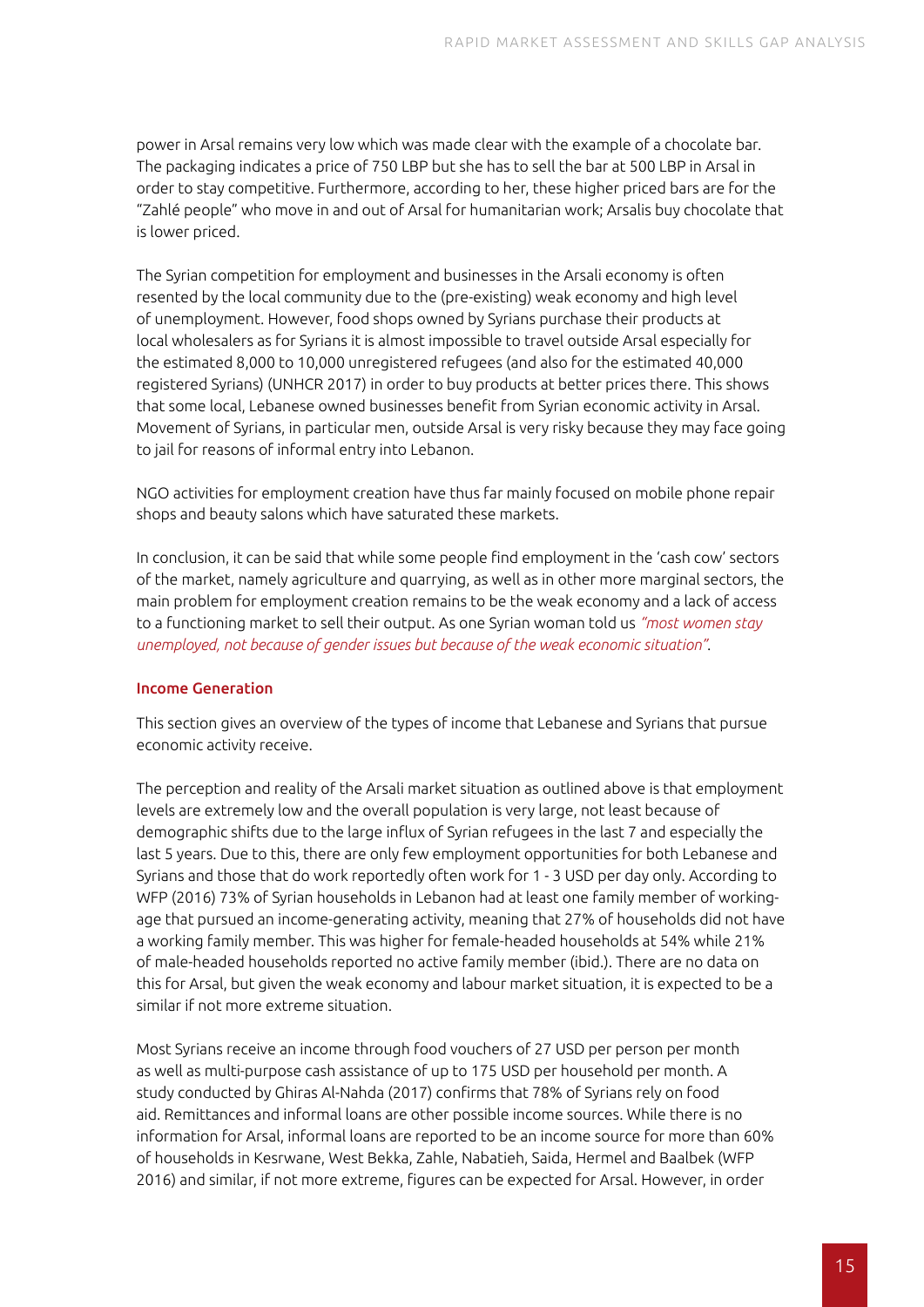power in Arsal remains very low which was made clear with the example of a chocolate bar. The packaging indicates a price of 750 LBP but she has to sell the bar at 500 LBP in Arsal in order to stay competitive. Furthermore, according to her, these higher priced bars are for the "Zahlé people" who move in and out of Arsal for humanitarian work; Arsalis buy chocolate that is lower priced.

The Syrian competition for employment and businesses in the Arsali economy is often resented by the local community due to the (pre-existing) weak economy and high level of unemployment. However, food shops owned by Syrians purchase their products at local wholesalers as for Syrians it is almost impossible to travel outside Arsal especially for the estimated 8,000 to 10,000 unregistered refugees (and also for the estimated 40,000 registered Syrians) (UNHCR 2017) in order to buy products at better prices there. This shows that some local, Lebanese owned businesses benefit from Syrian economic activity in Arsal. Movement of Syrians, in particular men, outside Arsal is very risky because they may face going to jail for reasons of informal entry into Lebanon.

NGO activities for employment creation have thus far mainly focused on mobile phone repair shops and beauty salons which have saturated these markets.

In conclusion, it can be said that while some people find employment in the 'cash cow' sectors of the market, namely agriculture and quarrying, as well as in other more marginal sectors, the main problem for employment creation remains to be the weak economy and a lack of access to a functioning market to sell their output. As one Syrian woman told us *"most women stay unemployed, not because of gender issues but because of the weak economic situation"*.

### Income Generation

This section gives an overview of the types of income that Lebanese and Syrians that pursue economic activity receive.

The perception and reality of the Arsali market situation as outlined above is that employment levels are extremely low and the overall population is very large, not least because of demographic shifts due to the large influx of Syrian refugees in the last 7 and especially the last 5 years. Due to this, there are only few employment opportunities for both Lebanese and Syrians and those that do work reportedly often work for 1 - 3 USD per day only. According to WFP (2016) 73% of Syrian households in Lebanon had at least one family member of working-age that pursued an income-generating activity, meaning that 27% of households did not have a working family member. This was higher for female-headed households at 54% while 21% of male-headed households reported no active family member (ibid.). There are no data on this for Arsal, but given the weak economy and labour market situation, it is expected to be a similar if not more extreme situation.

Most Syrians receive an income through food vouchers of 27 USD per person per month as well as multi-purpose cash assistance of up to 175 USD per household per month. A study conducted by Ghiras Al-Nahda (2017) confirms that 78% of Syrians rely on food aid. Remittances and informal loans are other possible income sources. While there is no information for Arsal, informal loans are reported to be an income source for more than 60% of households in Kesrwane, West Bekka, Zahle, Nabatieh, Saida, Hermel and Baalbek (WFP 2016) and similar, if not more extreme, figures can be expected for Arsal. However, in order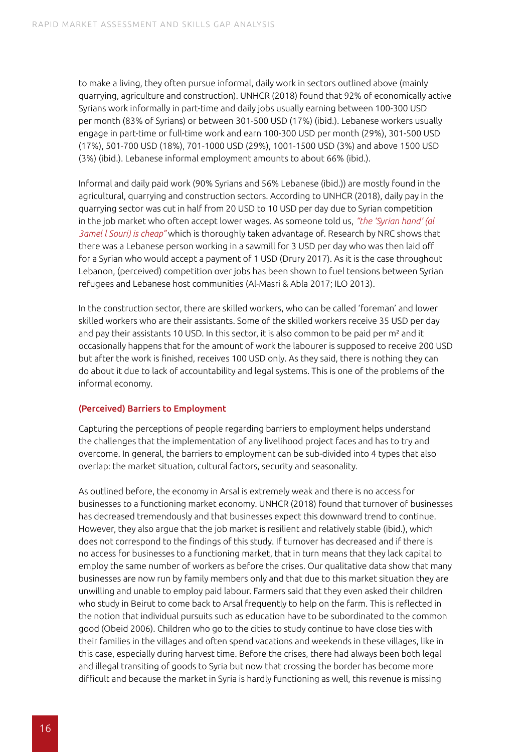to make a living, they often pursue informal, daily work in sectors outlined above (mainly quarrying, agriculture and construction). UNHCR (2018) found that 92% of economically active Syrians work informally in part-time and daily jobs usually earning between 100-300 USD per month (83% of Syrians) or between 301-500 USD (17%) (ibid.). Lebanese workers usually engage in part-time or full-time work and earn 100-300 USD per month (29%), 301-500 USD (17%), 501-700 USD (18%), 701-1000 USD (29%), 1001-1500 USD (3%) and above 1500 USD (3%) (ibid.). Lebanese informal employment amounts to about 66% (ibid.).

Informal and daily paid work (90% Syrians and 56% Lebanese (ibid.)) are mostly found in the agricultural, quarrying and construction sectors. According to UNHCR (2018), daily pay in the quarrying sector was cut in half from 20 USD to 10 USD per day due to Syrian competition in the job market who often accept lower wages. As someone told us, *"the 'Syrian hand' (al 3amel l Souri) is cheap"* which is thoroughly taken advantage of. Research by NRC shows that there was a Lebanese person working in a sawmill for 3 USD per day who was then laid off for a Syrian who would accept a payment of 1 USD (Drury 2017). As it is the case throughout Lebanon, (perceived) competition over jobs has been shown to fuel tensions between Syrian refugees and Lebanese host communities (Al-Masri & Abla 2017; ILO 2013).

In the construction sector, there are skilled workers, who can be called 'foreman' and lower skilled workers who are their assistants. Some of the skilled workers receive 35 USD per day and pay their assistants 10 USD. In this sector, it is also common to be paid per m² and it occasionally happens that for the amount of work the labourer is supposed to receive 200 USD but after the work is finished, receives 100 USD only. As they said, there is nothing they can do about it due to lack of accountability and legal systems. This is one of the problems of the informal economy.

### (Perceived) Barriers to Employment

Capturing the perceptions of people regarding barriers to employment helps understand the challenges that the implementation of any livelihood project faces and has to try and overcome. In general, the barriers to employment can be sub-divided into 4 types that also overlap: the market situation, cultural factors, security and seasonality.

As outlined before, the economy in Arsal is extremely weak and there is no access for businesses to a functioning market economy. UNHCR (2018) found that turnover of businesses has decreased tremendously and that businesses expect this downward trend to continue. However, they also argue that the job market is resilient and relatively stable (ibid.), which does not correspond to the findings of this study. If turnover has decreased and if there is no access for businesses to a functioning market, that in turn means that they lack capital to employ the same number of workers as before the crises. Our qualitative data show that many businesses are now run by family members only and that due to this market situation they are unwilling and unable to employ paid labour. Farmers said that they even asked their children who study in Beirut to come back to Arsal frequently to help on the farm. This is reflected in the notion that individual pursuits such as education have to be subordinated to the common good (Obeid 2006). Children who go to the cities to study continue to have close ties with their families in the villages and often spend vacations and weekends in these villages, like in this case, especially during harvest time. Before the crises, there had always been both legal and illegal transiting of goods to Syria but now that crossing the border has become more difficult and because the market in Syria is hardly functioning as well, this revenue is missing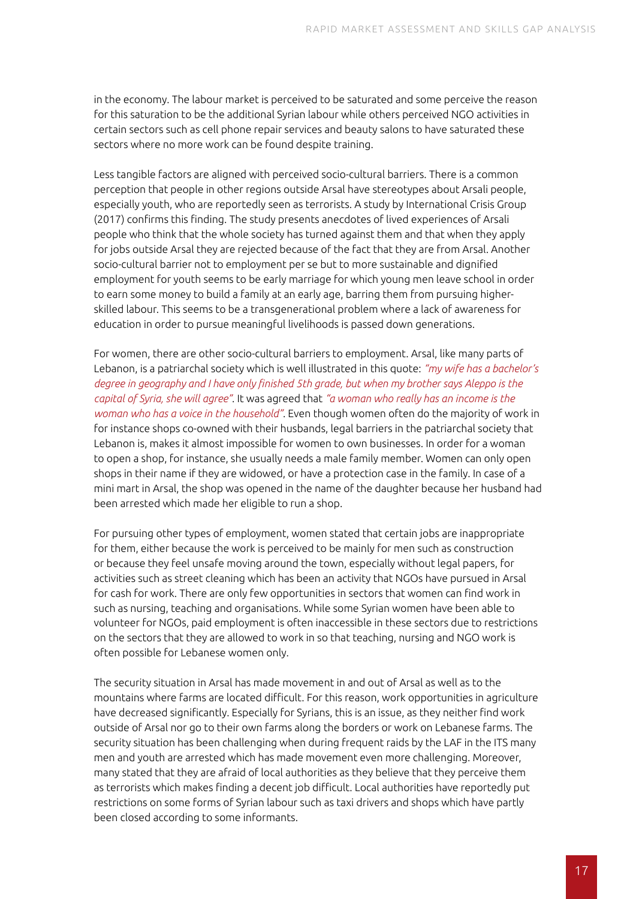in the economy. The labour market is perceived to be saturated and some perceive the reason for this saturation to be the additional Syrian labour while others perceived NGO activities in certain sectors such as cell phone repair services and beauty salons to have saturated these sectors where no more work can be found despite training.

Less tangible factors are aligned with perceived socio-cultural barriers. There is a common perception that people in other regions outside Arsal have stereotypes about Arsali people, especially youth, who are reportedly seen as terrorists. A study by International Crisis Group (2017) confirms this finding. The study presents anecdotes of lived experiences of Arsali people who think that the whole society has turned against them and that when they apply for jobs outside Arsal they are rejected because of the fact that they are from Arsal. Another socio-cultural barrier not to employment per se but to more sustainable and dignified employment for youth seems to be early marriage for which young men leave school in order to earn some money to build a family at an early age, barring them from pursuing higher-skilled labour. This seems to be a transgenerational problem where a lack of awareness for education in order to pursue meaningful livelihoods is passed down generations.

For women, there are other socio-cultural barriers to employment. Arsal, like many parts of Lebanon, is a patriarchal society which is well illustrated in this quote: *"my wife has a bachelor's degree in geography and I have only finished 5th grade, but when my brother says Aleppo is the capital of Syria, she will agree"*. It was agreed that *"a woman who really has an income is the woman who has a voice in the household"*. Even though women often do the majority of work in for instance shops co-owned with their husbands, legal barriers in the patriarchal society that Lebanon is, makes it almost impossible for women to own businesses. In order for a woman to open a shop, for instance, she usually needs a male family member. Women can only open shops in their name if they are widowed, or have a protection case in the family. In case of a mini mart in Arsal, the shop was opened in the name of the daughter because her husband had been arrested which made her eligible to run a shop.

For pursuing other types of employment, women stated that certain jobs are inappropriate for them, either because the work is perceived to be mainly for men such as construction or because they feel unsafe moving around the town, especially without legal papers, for activities such as street cleaning which has been an activity that NGOs have pursued in Arsal for cash for work. There are only few opportunities in sectors that women can find work in such as nursing, teaching and organisations. While some Syrian women have been able to volunteer for NGOs, paid employment is often inaccessible in these sectors due to restrictions on the sectors that they are allowed to work in so that teaching, nursing and NGO work is often possible for Lebanese women only.

The security situation in Arsal has made movement in and out of Arsal as well as to the mountains where farms are located difficult. For this reason, work opportunities in agriculture have decreased significantly. Especially for Syrians, this is an issue, as they neither find work outside of Arsal nor go to their own farms along the borders or work on Lebanese farms. The security situation has been challenging when during frequent raids by the LAF in the ITS many men and youth are arrested which has made movement even more challenging. Moreover, many stated that they are afraid of local authorities as they believe that they perceive them as terrorists which makes finding a decent job difficult. Local authorities have reportedly put restrictions on some forms of Syrian labour such as taxi drivers and shops which have partly been closed according to some informants.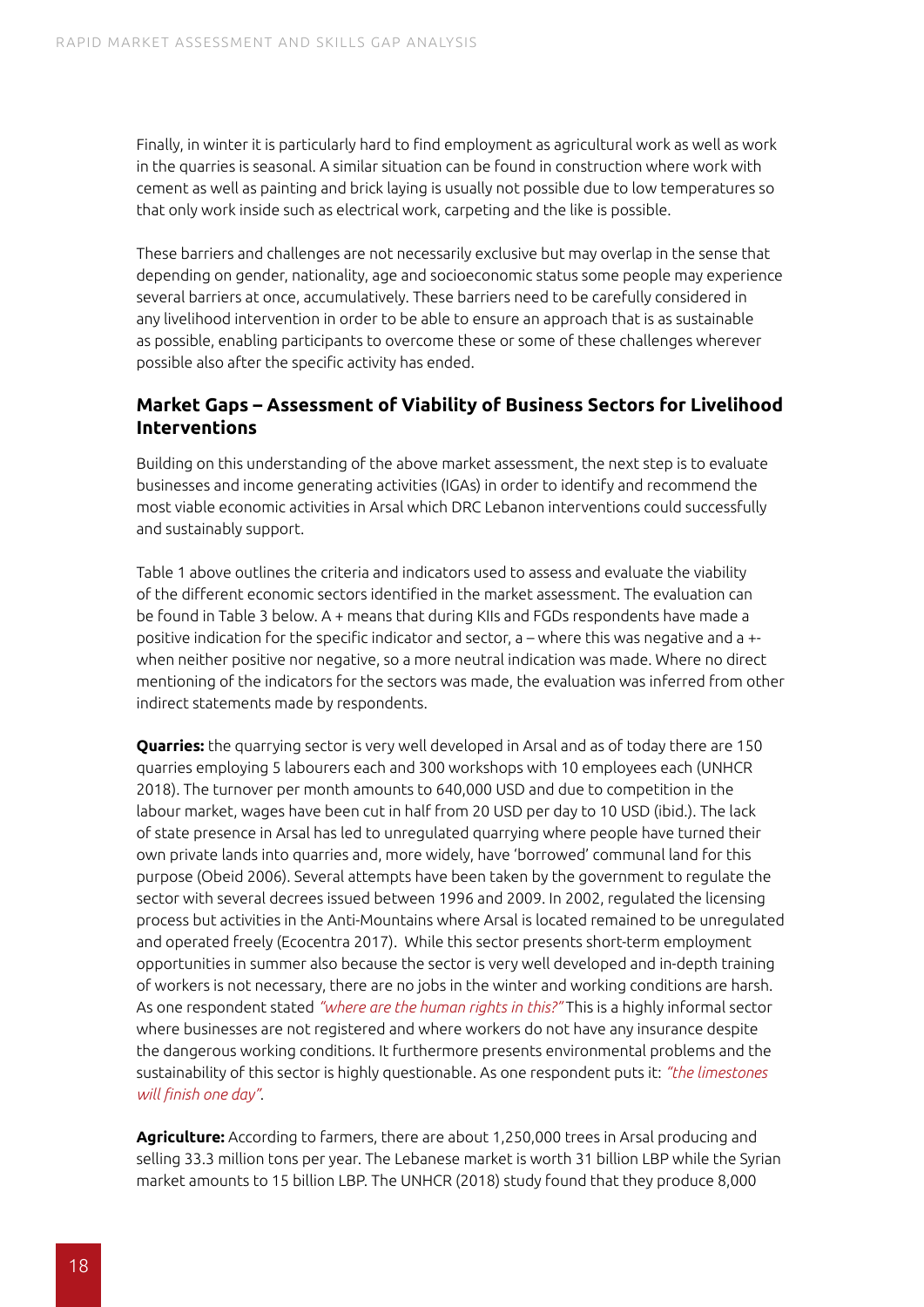Finally, in winter it is particularly hard to find employment as agricultural work as well as work in the quarries is seasonal. A similar situation can be found in construction where work with cement as well as painting and brick laying is usually not possible due to low temperatures so that only work inside such as electrical work, carpeting and the like is possible.

These barriers and challenges are not necessarily exclusive but may overlap in the sense that depending on gender, nationality, age and socioeconomic status some people may experience several barriers at once, accumulatively. These barriers need to be carefully considered in any livelihood intervention in order to be able to ensure an approach that is as sustainable as possible, enabling participants to overcome these or some of these challenges wherever possible also after the specific activity has ended.

## Market Gaps – Assessment of Viability of Business Sectors for Livelihood Interventions

Building on this understanding of the above market assessment, the next step is to evaluate businesses and income generating activities (IGAs) in order to identify and recommend the most viable economic activities in Arsal which DRC Lebanon interventions could successfully and sustainably support.

Table 1 above outlines the criteria and indicators used to assess and evaluate the viability of the different economic sectors identified in the market assessment. The evaluation can be found in Table 3 below. A + means that during KIIs and FGDs respondents have made a positive indication for the specific indicator and sector, a – where this was negative and a +- when neither positive nor negative, so a more neutral indication was made. Where no direct mentioning of the indicators for the sectors was made, the evaluation was inferred from other indirect statements made by respondents.

**Quarries:** the quarrying sector is very well developed in Arsal and as of today there are 150 quarries employing 5 labourers each and 300 workshops with 10 employees each (UNHCR 2018). The turnover per month amounts to 640,000 USD and due to competition in the labour market, wages have been cut in half from 20 USD per day to 10 USD (ibid.). The lack of state presence in Arsal has led to unregulated quarrying where people have turned their own private lands into quarries and, more widely, have 'borrowed' communal land for this purpose (Obeid 2006). Several attempts have been taken by the government to regulate the sector with several decrees issued between 1996 and 2009. In 2002, regulated the licensing process but activities in the Anti-Mountains where Arsal is located remained to be unregulated and operated freely (Ecocentra 2017). While this sector presents short-term employment opportunities in summer also because the sector is very well developed and in-depth training of workers is not necessary, there are no jobs in the winter and working conditions are harsh. As one respondent stated *"where are the human rights in this?"* This is a highly informal sector where businesses are not registered and where workers do not have any insurance despite the dangerous working conditions. It furthermore presents environmental problems and the sustainability of this sector is highly questionable. As one respondent puts it: *"the limestones will finish one day"*.

**Agriculture:** According to farmers, there are about 1,250,000 trees in Arsal producing and selling 33.3 million tons per year. The Lebanese market is worth 31 billion LBP while the Syrian market amounts to 15 billion LBP. The UNHCR (2018) study found that they produce 8,000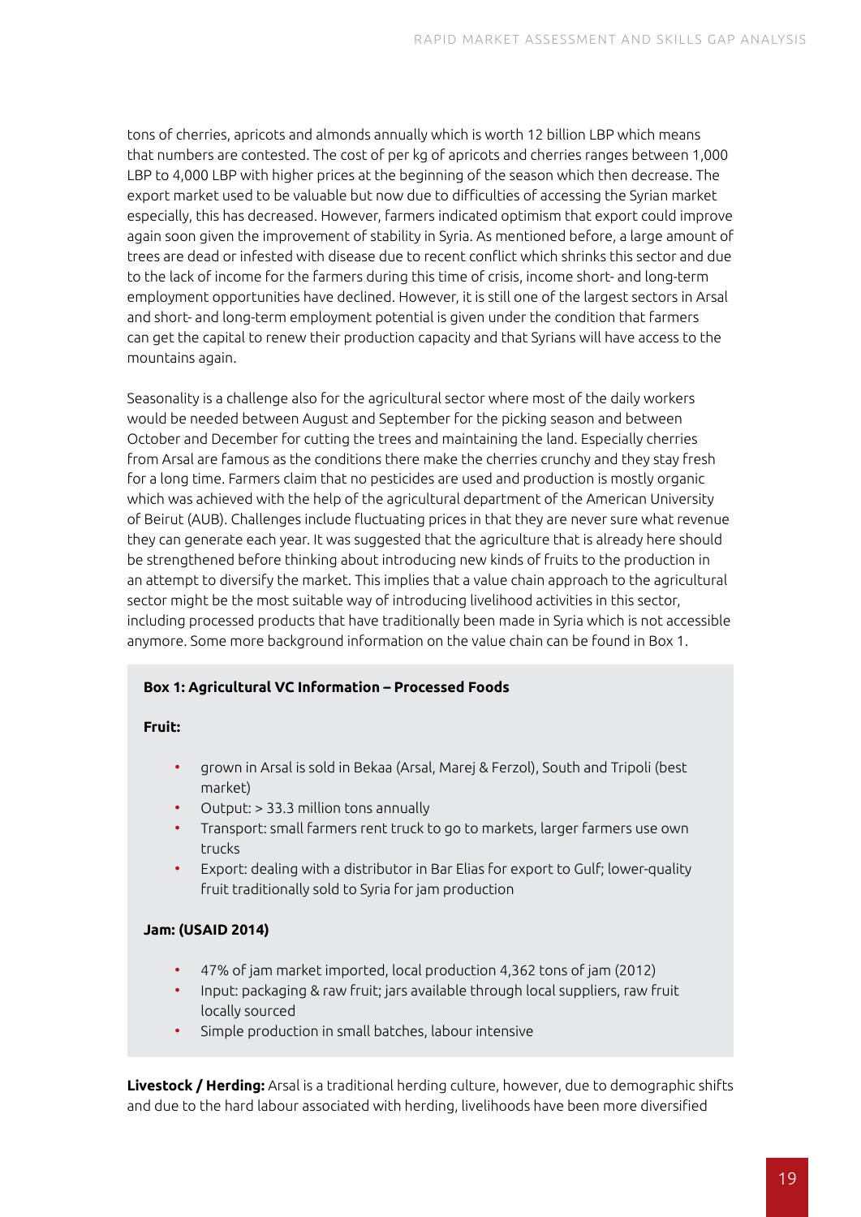tons of cherries, apricots and almonds annually which is worth 12 billion LBP which means that numbers are contested. The cost of per kg of apricots and cherries ranges between 1,000 LBP to 4,000 LBP with higher prices at the beginning of the season which then decrease. The export market used to be valuable but now due to difficulties of accessing the Syrian market especially, this has decreased. However, farmers indicated optimism that export could improve again soon given the improvement of stability in Syria. As mentioned before, a large amount of trees are dead or infested with disease due to recent conflict which shrinks this sector and due to the lack of income for the farmers during this time of crisis, income short- and long-term employment opportunities have declined. However, it is still one of the largest sectors in Arsal and short- and long-term employment potential is given under the condition that farmers can get the capital to renew their production capacity and that Syrians will have access to the mountains again.

Seasonality is a challenge also for the agricultural sector where most of the daily workers would be needed between August and September for the picking season and between October and December for cutting the trees and maintaining the land. Especially cherries from Arsal are famous as the conditions there make the cherries crunchy and they stay fresh for a long time. Farmers claim that no pesticides are used and production is mostly organic which was achieved with the help of the agricultural department of the American University of Beirut (AUB). Challenges include fluctuating prices in that they are never sure what revenue they can generate each year. It was suggested that the agriculture that is already here should be strengthened before thinking about introducing new kinds of fruits to the production in an attempt to diversify the market. This implies that a value chain approach to the agricultural sector might be the most suitable way of introducing livelihood activities in this sector, including processed products that have traditionally been made in Syria which is not accessible anymore. Some more background information on the value chain can be found in Box 1.

**Box 1: Agricultural VC Information – Processed Foods**

**Fruit:**

- grown in Arsal is sold in Bekaa (Arsal, Marej & Ferzol), South and Tripoli (best market)
- Output: > 33.3 million tons annually
- Transport: small farmers rent truck to go to markets, larger farmers use own trucks
- Export: dealing with a distributor in Bar Elias for export to Gulf; lower-quality fruit traditionally sold to Syria for jam production

**Jam: (USAID 2014)**

- 47% of jam market imported, local production 4,362 tons of jam (2012)
- Input: packaging & raw fruit; jars available through local suppliers, raw fruit locally sourced
- Simple production in small batches, labour intensive

**Livestock / Herding:** Arsal is a traditional herding culture, however, due to demographic shifts and due to the hard labour associated with herding, livelihoods have been more diversified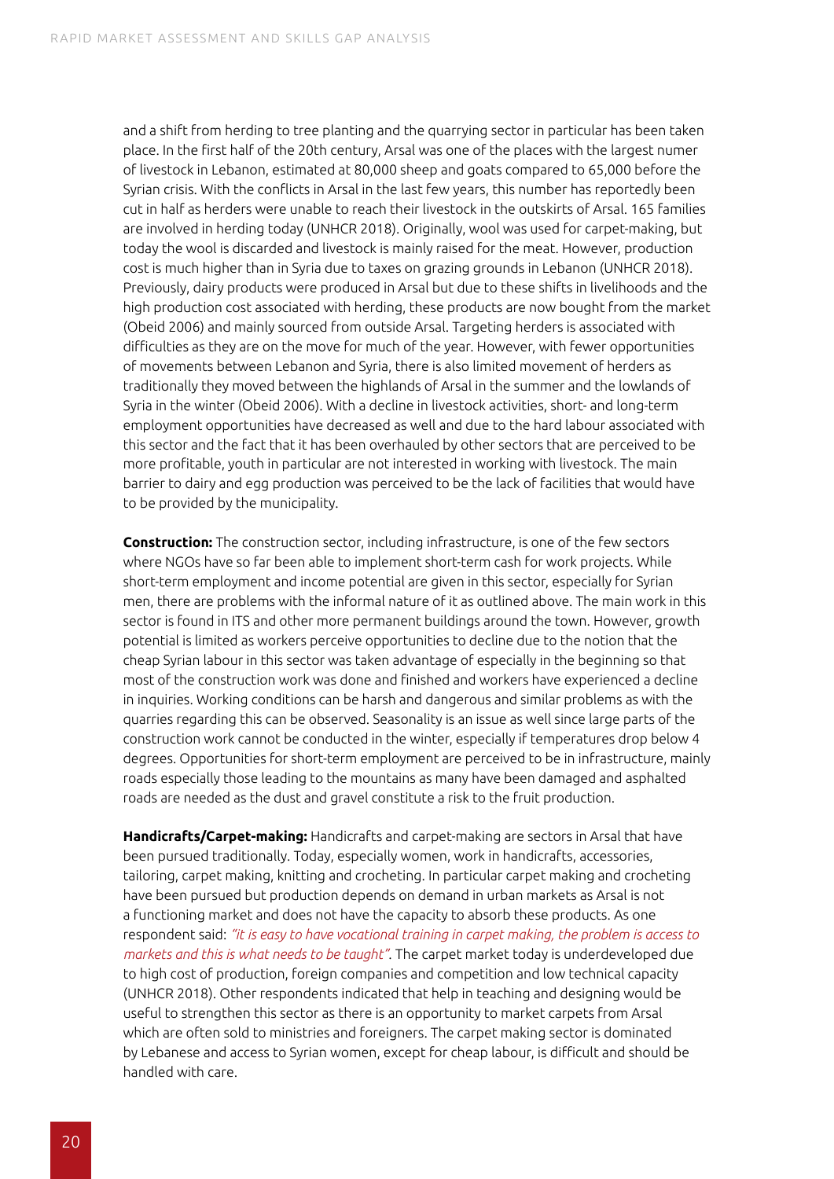and a shift from herding to tree planting and the quarrying sector in particular has been taken place. In the first half of the 20th century, Arsal was one of the places with the largest numer of livestock in Lebanon, estimated at 80,000 sheep and goats compared to 65,000 before the Syrian crisis. With the conflicts in Arsal in the last few years, this number has reportedly been cut in half as herders were unable to reach their livestock in the outskirts of Arsal. 165 families are involved in herding today (UNHCR 2018). Originally, wool was used for carpet-making, but today the wool is discarded and livestock is mainly raised for the meat. However, production cost is much higher than in Syria due to taxes on grazing grounds in Lebanon (UNHCR 2018). Previously, dairy products were produced in Arsal but due to these shifts in livelihoods and the high production cost associated with herding, these products are now bought from the market (Obeid 2006) and mainly sourced from outside Arsal. Targeting herders is associated with difficulties as they are on the move for much of the year. However, with fewer opportunities of movements between Lebanon and Syria, there is also limited movement of herders as traditionally they moved between the highlands of Arsal in the summer and the lowlands of Syria in the winter (Obeid 2006). With a decline in livestock activities, short- and long-term employment opportunities have decreased as well and due to the hard labour associated with this sector and the fact that it has been overhauled by other sectors that are perceived to be more profitable, youth in particular are not interested in working with livestock. The main barrier to dairy and egg production was perceived to be the lack of facilities that would have to be provided by the municipality.

**Construction:** The construction sector, including infrastructure, is one of the few sectors where NGOs have so far been able to implement short-term cash for work projects. While short-term employment and income potential are given in this sector, especially for Syrian men, there are problems with the informal nature of it as outlined above. The main work in this sector is found in ITS and other more permanent buildings around the town. However, growth potential is limited as workers perceive opportunities to decline due to the notion that the cheap Syrian labour in this sector was taken advantage of especially in the beginning so that most of the construction work was done and finished and workers have experienced a decline in inquiries. Working conditions can be harsh and dangerous and similar problems as with the quarries regarding this can be observed. Seasonality is an issue as well since large parts of the construction work cannot be conducted in the winter, especially if temperatures drop below 4 degrees. Opportunities for short-term employment are perceived to be in infrastructure, mainly roads especially those leading to the mountains as many have been damaged and asphalted roads are needed as the dust and gravel constitute a risk to the fruit production.

**Handicrafts/Carpet-making:** Handicrafts and carpet-making are sectors in Arsal that have been pursued traditionally. Today, especially women, work in handicrafts, accessories, tailoring, carpet making, knitting and crocheting. In particular carpet making and crocheting have been pursued but production depends on demand in urban markets as Arsal is not a functioning market and does not have the capacity to absorb these products. As one respondent said: *"it is easy to have vocational training in carpet making, the problem is access to markets and this is what needs to be taught"*. The carpet market today is underdeveloped due to high cost of production, foreign companies and competition and low technical capacity (UNHCR 2018). Other respondents indicated that help in teaching and designing would be useful to strengthen this sector as there is an opportunity to market carpets from Arsal which are often sold to ministries and foreigners. The carpet making sector is dominated by Lebanese and access to Syrian women, except for cheap labour, is difficult and should be handled with care.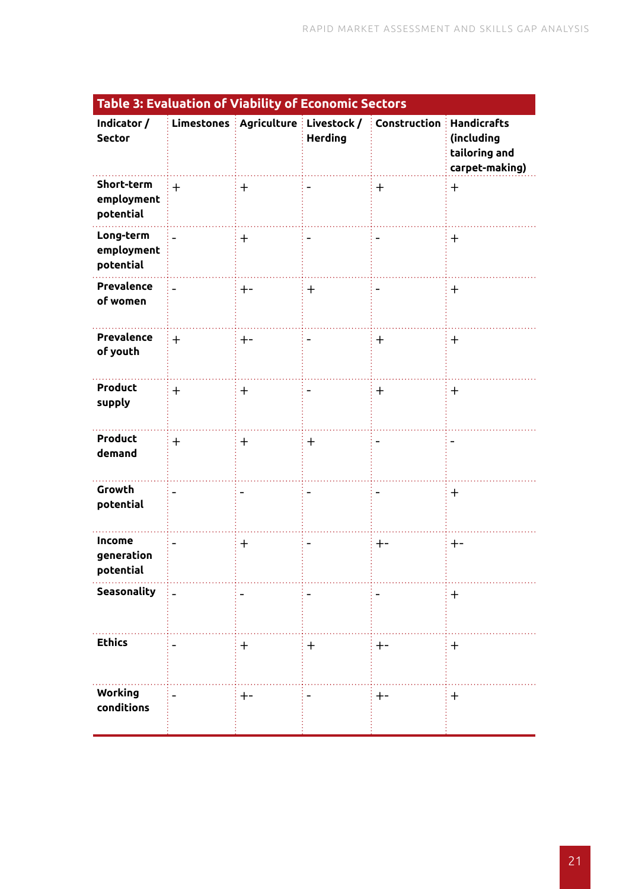**Table 3: Evaluation of Viability of Economic Sectors**

| Indicator / Sector | Limestones | Agriculture | Livestock / Herding | Construction | Handicrafts (including tailoring and carpet-making) |
|---|---|---|---|---|---|
| Short-term employment potential | + | + | - | + | + |
| Long-term employment potential | - | + | - | - | + |
| Prevalence of women | - | +- | + | - | + |
| Prevalence of youth | + | +- | - | + | + |
| Product supply | + | + | - | + | + |
| Product demand | + | + | + | - | - |
| Growth potential | - | - | - | - | + |
| Income generation potential | - | + | - | +- | +- |
| Seasonality | - | - | - | - | + |
| Ethics | - | + | + | +- | + |
| Working conditions | - | +- | - | +- | + |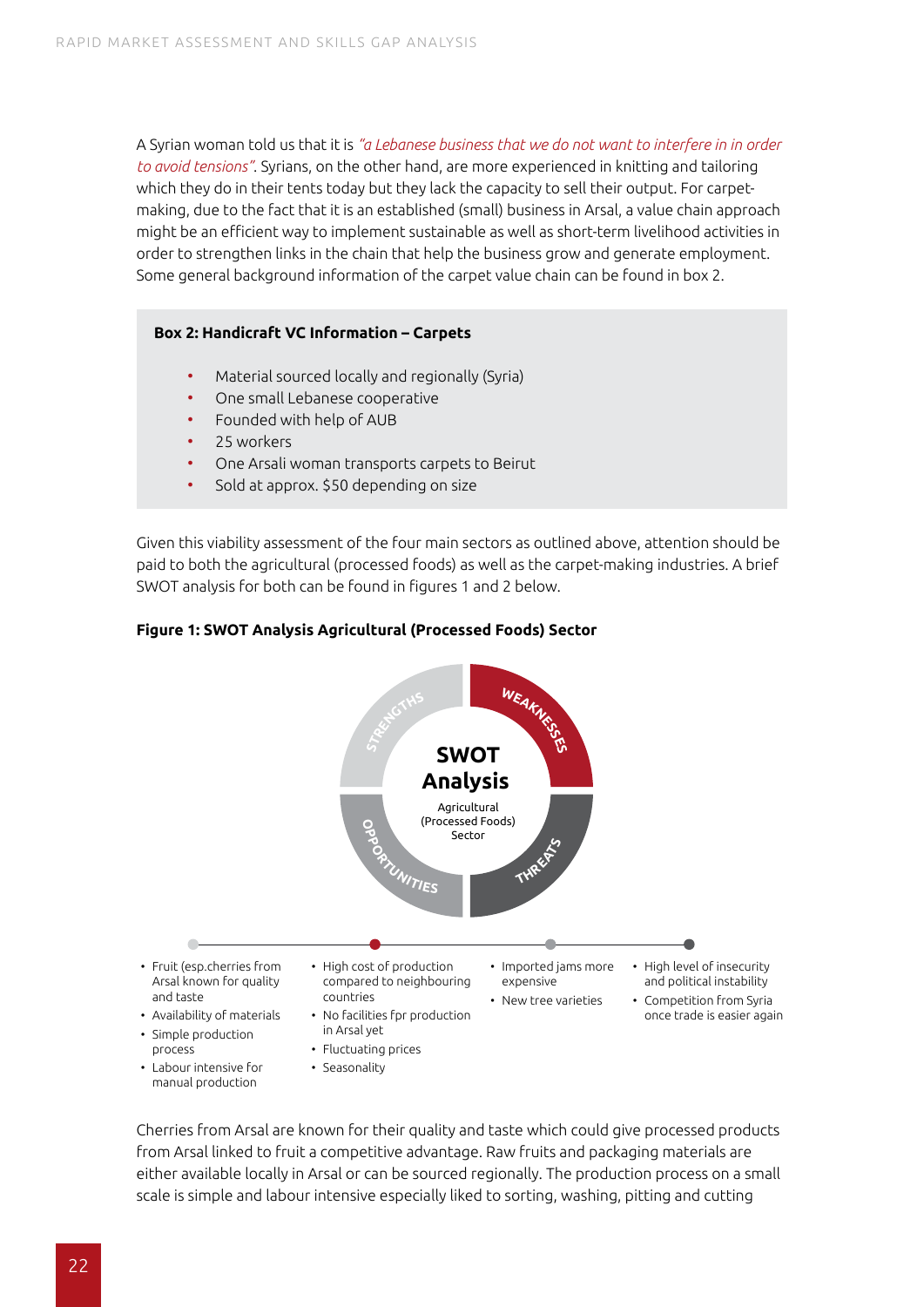A Syrian woman told us that it is *"a Lebanese business that we do not want to interfere in in order to avoid tensions"*. Syrians, on the other hand, are more experienced in knitting and tailoring which they do in their tents today but they lack the capacity to sell their output. For carpet-making, due to the fact that it is an established (small) business in Arsal, a value chain approach might be an efficient way to implement sustainable as well as short-term livelihood activities in order to strengthen links in the chain that help the business grow and generate employment. Some general background information of the carpet value chain can be found in box 2.

**Box 2: Handicraft VC Information – Carpets**

- Material sourced locally and regionally (Syria)
- One small Lebanese cooperative
- Founded with help of AUB
- 25 workers
- One Arsali woman transports carpets to Beirut
- Sold at approx. $50 depending on size

Given this viability assessment of the four main sectors as outlined above, attention should be paid to both the agricultural (processed foods) as well as the carpet-making industries. A brief SWOT analysis for both can be found in figures 1 and 2 below.

**Figure 1: SWOT Analysis Agricultural (Processed Foods) Sector**

| Strengths | Weaknesses | Opportunities | Threats |
|---|---|---|---|
| • Fruit (esp.cherries from Arsal known for quality and taste<br>• Availability of materials<br>• Simple production process<br>• Labour intensive for manual production | • High cost of production compared to neighbouring countries<br>• No facilities fpr production in Arsal yet<br>• Fluctuating prices<br>• Seasonality | • Imported jams more expensive<br>• New tree varieties | • High level of insecurity and political instability<br>• Competition from Syria once trade is easier again |

Cherries from Arsal are known for their quality and taste which could give processed products from Arsal linked to fruit a competitive advantage. Raw fruits and packaging materials are either available locally in Arsal or can be sourced regionally. The production process on a small scale is simple and labour intensive especially liked to sorting, washing, pitting and cutting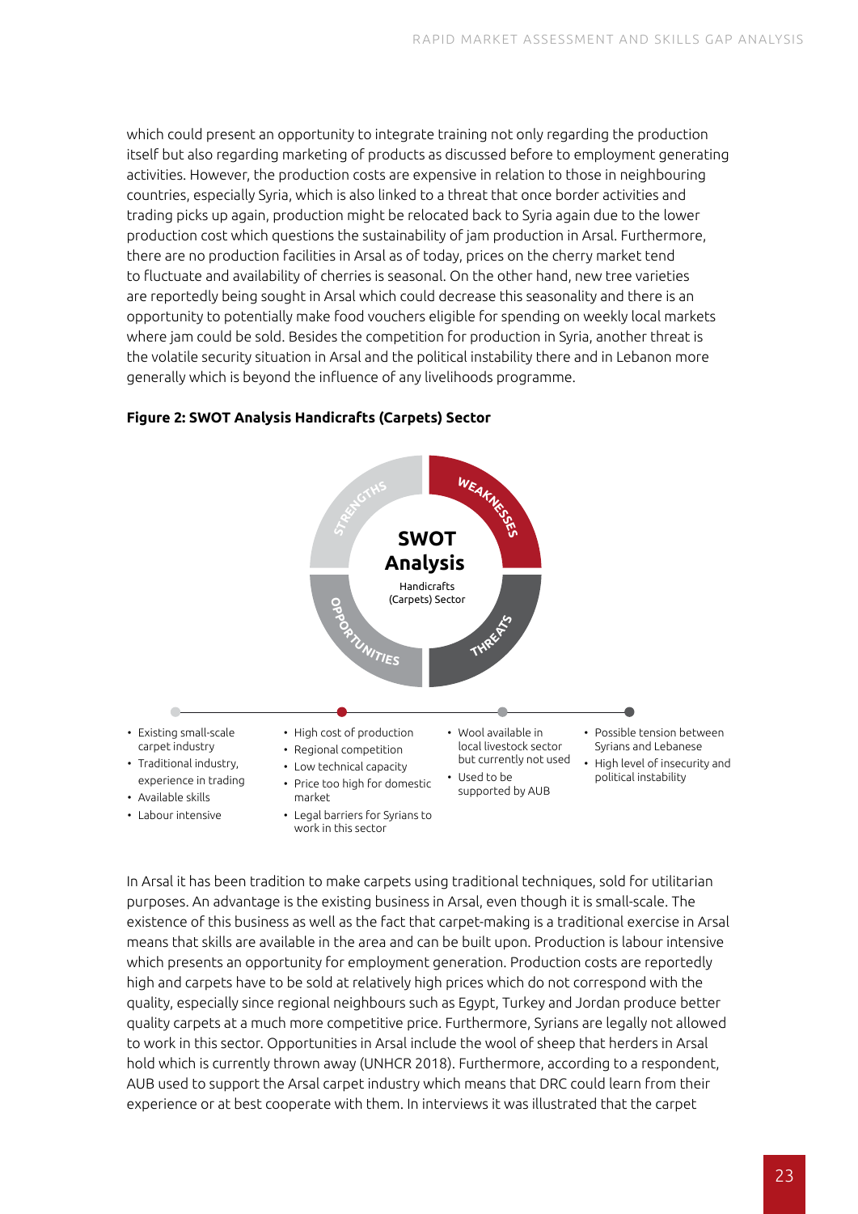which could present an opportunity to integrate training not only regarding the production itself but also regarding marketing of products as discussed before to employment generating activities. However, the production costs are expensive in relation to those in neighbouring countries, especially Syria, which is also linked to a threat that once border activities and trading picks up again, production might be relocated back to Syria again due to the lower production cost which questions the sustainability of jam production in Arsal. Furthermore, there are no production facilities in Arsal as of today, prices on the cherry market tend to fluctuate and availability of cherries is seasonal. On the other hand, new tree varieties are reportedly being sought in Arsal which could decrease this seasonality and there is an opportunity to potentially make food vouchers eligible for spending on weekly local markets where jam could be sold. Besides the competition for production in Syria, another threat is the volatile security situation in Arsal and the political instability there and in Lebanon more generally which is beyond the influence of any livelihoods programme.

**Figure 2: SWOT Analysis Handicrafts (Carpets) Sector**

**SWOT Analysis**
Handicrafts (Carpets) Sector

| Strengths | Weaknesses | Opportunities | Threats |
| --- | --- | --- | --- |
| • Existing small-scale carpet industry<br>• Traditional industry, experience in trading<br>• Available skills<br>• Labour intensive | • High cost of production<br>• Regional competition<br>• Low technical capacity<br>• Price too high for domestic market<br>• Legal barriers for Syrians to work in this sector | • Wool available in local livestock sector but currently not used<br>• Used to be supported by AUB | • Possible tension between Syrians and Lebanese<br>• High level of insecurity and political instability |

In Arsal it has been tradition to make carpets using traditional techniques, sold for utilitarian purposes. An advantage is the existing business in Arsal, even though it is small-scale. The existence of this business as well as the fact that carpet-making is a traditional exercise in Arsal means that skills are available in the area and can be built upon. Production is labour intensive which presents an opportunity for employment generation. Production costs are reportedly high and carpets have to be sold at relatively high prices which do not correspond with the quality, especially since regional neighbours such as Egypt, Turkey and Jordan produce better quality carpets at a much more competitive price. Furthermore, Syrians are legally not allowed to work in this sector. Opportunities in Arsal include the wool of sheep that herders in Arsal hold which is currently thrown away (UNHCR 2018). Furthermore, according to a respondent, AUB used to support the Arsal carpet industry which means that DRC could learn from their experience or at best cooperate with them. In interviews it was illustrated that the carpet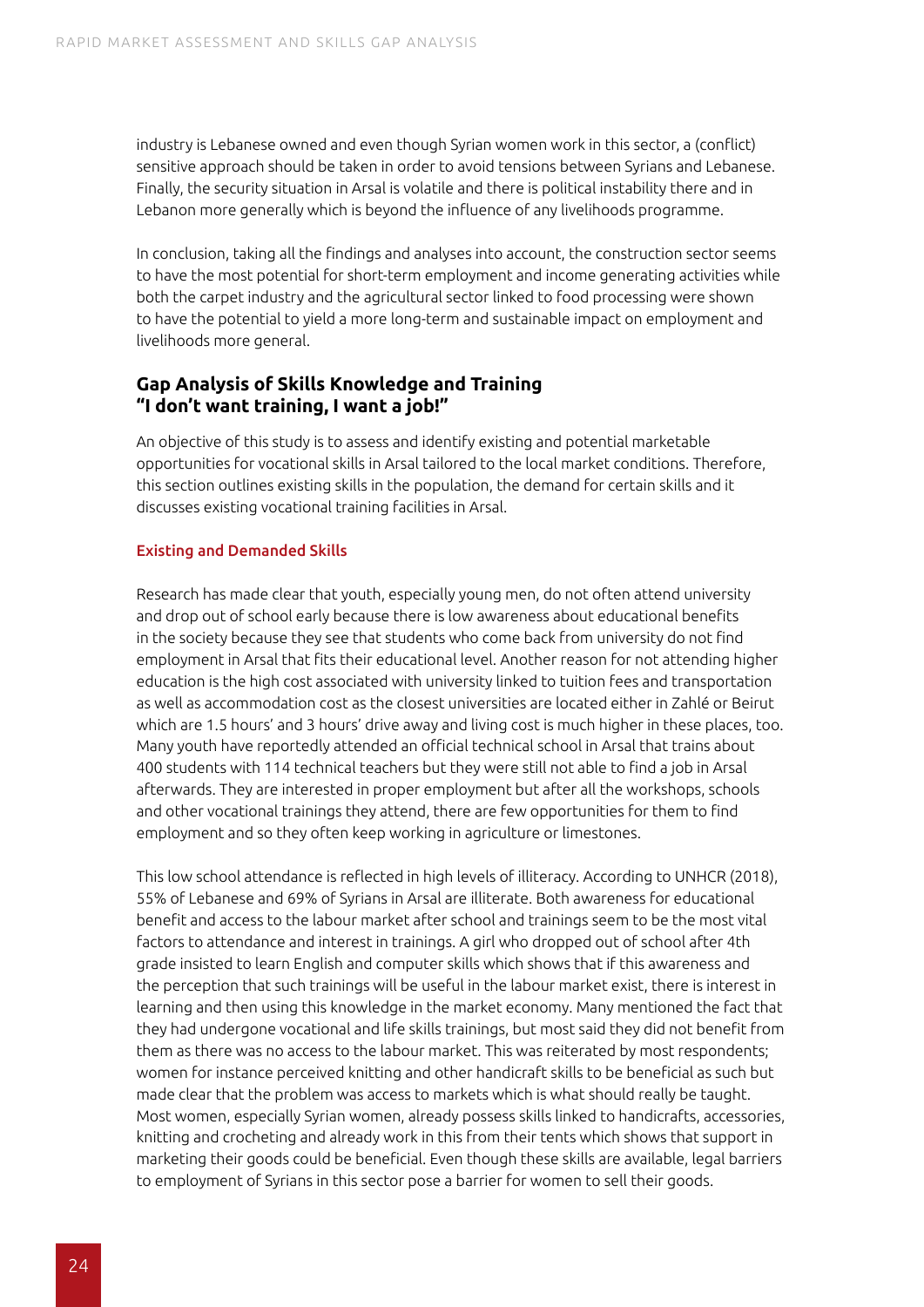industry is Lebanese owned and even though Syrian women work in this sector, a (conflict) sensitive approach should be taken in order to avoid tensions between Syrians and Lebanese. Finally, the security situation in Arsal is volatile and there is political instability there and in Lebanon more generally which is beyond the influence of any livelihoods programme.

In conclusion, taking all the findings and analyses into account, the construction sector seems to have the most potential for short-term employment and income generating activities while both the carpet industry and the agricultural sector linked to food processing were shown to have the potential to yield a more long-term and sustainable impact on employment and livelihoods more general.

## Gap Analysis of Skills Knowledge and Training "I don't want training, I want a job!"

An objective of this study is to assess and identify existing and potential marketable opportunities for vocational skills in Arsal tailored to the local market conditions. Therefore, this section outlines existing skills in the population, the demand for certain skills and it discusses existing vocational training facilities in Arsal.

### Existing and Demanded Skills

Research has made clear that youth, especially young men, do not often attend university and drop out of school early because there is low awareness about educational benefits in the society because they see that students who come back from university do not find employment in Arsal that fits their educational level. Another reason for not attending higher education is the high cost associated with university linked to tuition fees and transportation as well as accommodation cost as the closest universities are located either in Zahlé or Beirut which are 1.5 hours' and 3 hours' drive away and living cost is much higher in these places, too. Many youth have reportedly attended an official technical school in Arsal that trains about 400 students with 114 technical teachers but they were still not able to find a job in Arsal afterwards. They are interested in proper employment but after all the workshops, schools and other vocational trainings they attend, there are few opportunities for them to find employment and so they often keep working in agriculture or limestones.

This low school attendance is reflected in high levels of illiteracy. According to UNHCR (2018), 55% of Lebanese and 69% of Syrians in Arsal are illiterate. Both awareness for educational benefit and access to the labour market after school and trainings seem to be the most vital factors to attendance and interest in trainings. A girl who dropped out of school after 4th grade insisted to learn English and computer skills which shows that if this awareness and the perception that such trainings will be useful in the labour market exist, there is interest in learning and then using this knowledge in the market economy. Many mentioned the fact that they had undergone vocational and life skills trainings, but most said they did not benefit from them as there was no access to the labour market. This was reiterated by most respondents; women for instance perceived knitting and other handicraft skills to be beneficial as such but made clear that the problem was access to markets which is what should really be taught. Most women, especially Syrian women, already possess skills linked to handicrafts, accessories, knitting and crocheting and already work in this from their tents which shows that support in marketing their goods could be beneficial. Even though these skills are available, legal barriers to employment of Syrians in this sector pose a barrier for women to sell their goods.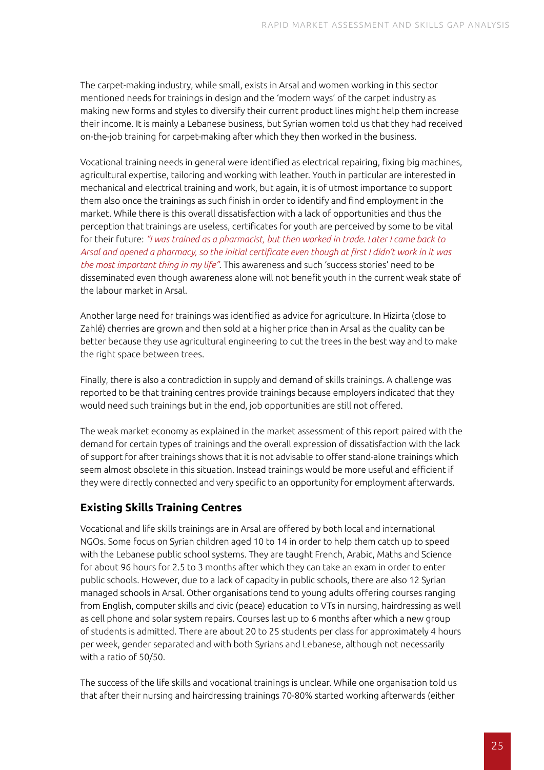The carpet-making industry, while small, exists in Arsal and women working in this sector mentioned needs for trainings in design and the 'modern ways' of the carpet industry as making new forms and styles to diversify their current product lines might help them increase their income. It is mainly a Lebanese business, but Syrian women told us that they had received on-the-job training for carpet-making after which they then worked in the business.

Vocational training needs in general were identified as electrical repairing, fixing big machines, agricultural expertise, tailoring and working with leather. Youth in particular are interested in mechanical and electrical training and work, but again, it is of utmost importance to support them also once the trainings as such finish in order to identify and find employment in the market. While there is this overall dissatisfaction with a lack of opportunities and thus the perception that trainings are useless, certificates for youth are perceived by some to be vital for their future: *"I was trained as a pharmacist, but then worked in trade. Later I came back to Arsal and opened a pharmacy, so the initial certificate even though at first I didn't work in it was the most important thing in my life"*. This awareness and such 'success stories' need to be disseminated even though awareness alone will not benefit youth in the current weak state of the labour market in Arsal.

Another large need for trainings was identified as advice for agriculture. In Hizirta (close to Zahlé) cherries are grown and then sold at a higher price than in Arsal as the quality can be better because they use agricultural engineering to cut the trees in the best way and to make the right space between trees.

Finally, there is also a contradiction in supply and demand of skills trainings. A challenge was reported to be that training centres provide trainings because employers indicated that they would need such trainings but in the end, job opportunities are still not offered.

The weak market economy as explained in the market assessment of this report paired with the demand for certain types of trainings and the overall expression of dissatisfaction with the lack of support for after trainings shows that it is not advisable to offer stand-alone trainings which seem almost obsolete in this situation. Instead trainings would be more useful and efficient if they were directly connected and very specific to an opportunity for employment afterwards.

## Existing Skills Training Centres

Vocational and life skills trainings are in Arsal are offered by both local and international NGOs. Some focus on Syrian children aged 10 to 14 in order to help them catch up to speed with the Lebanese public school systems. They are taught French, Arabic, Maths and Science for about 96 hours for 2.5 to 3 months after which they can take an exam in order to enter public schools. However, due to a lack of capacity in public schools, there are also 12 Syrian managed schools in Arsal. Other organisations tend to young adults offering courses ranging from English, computer skills and civic (peace) education to VTs in nursing, hairdressing as well as cell phone and solar system repairs. Courses last up to 6 months after which a new group of students is admitted. There are about 20 to 25 students per class for approximately 4 hours per week, gender separated and with both Syrians and Lebanese, although not necessarily with a ratio of 50/50.

The success of the life skills and vocational trainings is unclear. While one organisation told us that after their nursing and hairdressing trainings 70-80% started working afterwards (either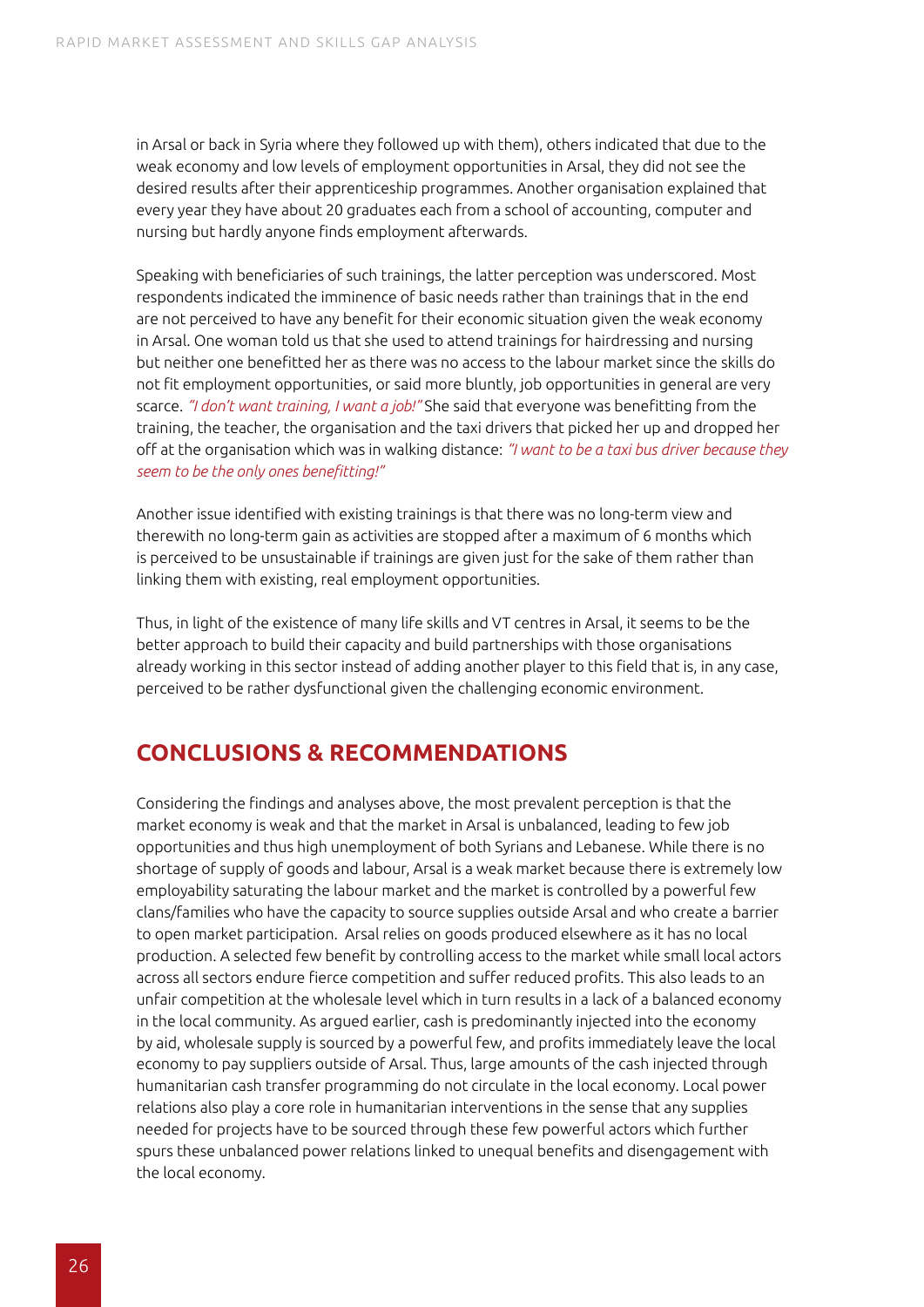in Arsal or back in Syria where they followed up with them), others indicated that due to the weak economy and low levels of employment opportunities in Arsal, they did not see the desired results after their apprenticeship programmes. Another organisation explained that every year they have about 20 graduates each from a school of accounting, computer and nursing but hardly anyone finds employment afterwards.

Speaking with beneficiaries of such trainings, the latter perception was underscored. Most respondents indicated the imminence of basic needs rather than trainings that in the end are not perceived to have any benefit for their economic situation given the weak economy in Arsal. One woman told us that she used to attend trainings for hairdressing and nursing but neither one benefitted her as there was no access to the labour market since the skills do not fit employment opportunities, or said more bluntly, job opportunities in general are very scarce. *"I don't want training, I want a job!"* She said that everyone was benefitting from the training, the teacher, the organisation and the taxi drivers that picked her up and dropped her off at the organisation which was in walking distance: *"I want to be a taxi bus driver because they seem to be the only ones benefitting!"*

Another issue identified with existing trainings is that there was no long-term view and therewith no long-term gain as activities are stopped after a maximum of 6 months which is perceived to be unsustainable if trainings are given just for the sake of them rather than linking them with existing, real employment opportunities.

Thus, in light of the existence of many life skills and VT centres in Arsal, it seems to be the better approach to build their capacity and build partnerships with those organisations already working in this sector instead of adding another player to this field that is, in any case, perceived to be rather dysfunctional given the challenging economic environment.

## CONCLUSIONS & RECOMMENDATIONS

Considering the findings and analyses above, the most prevalent perception is that the market economy is weak and that the market in Arsal is unbalanced, leading to few job opportunities and thus high unemployment of both Syrians and Lebanese. While there is no shortage of supply of goods and labour, Arsal is a weak market because there is extremely low employability saturating the labour market and the market is controlled by a powerful few clans/families who have the capacity to source supplies outside Arsal and who create a barrier to open market participation. Arsal relies on goods produced elsewhere as it has no local production. A selected few benefit by controlling access to the market while small local actors across all sectors endure fierce competition and suffer reduced profits. This also leads to an unfair competition at the wholesale level which in turn results in a lack of a balanced economy in the local community. As argued earlier, cash is predominantly injected into the economy by aid, wholesale supply is sourced by a powerful few, and profits immediately leave the local economy to pay suppliers outside of Arsal. Thus, large amounts of the cash injected through humanitarian cash transfer programming do not circulate in the local economy. Local power relations also play a core role in humanitarian interventions in the sense that any supplies needed for projects have to be sourced through these few powerful actors which further spurs these unbalanced power relations linked to unequal benefits and disengagement with the local economy.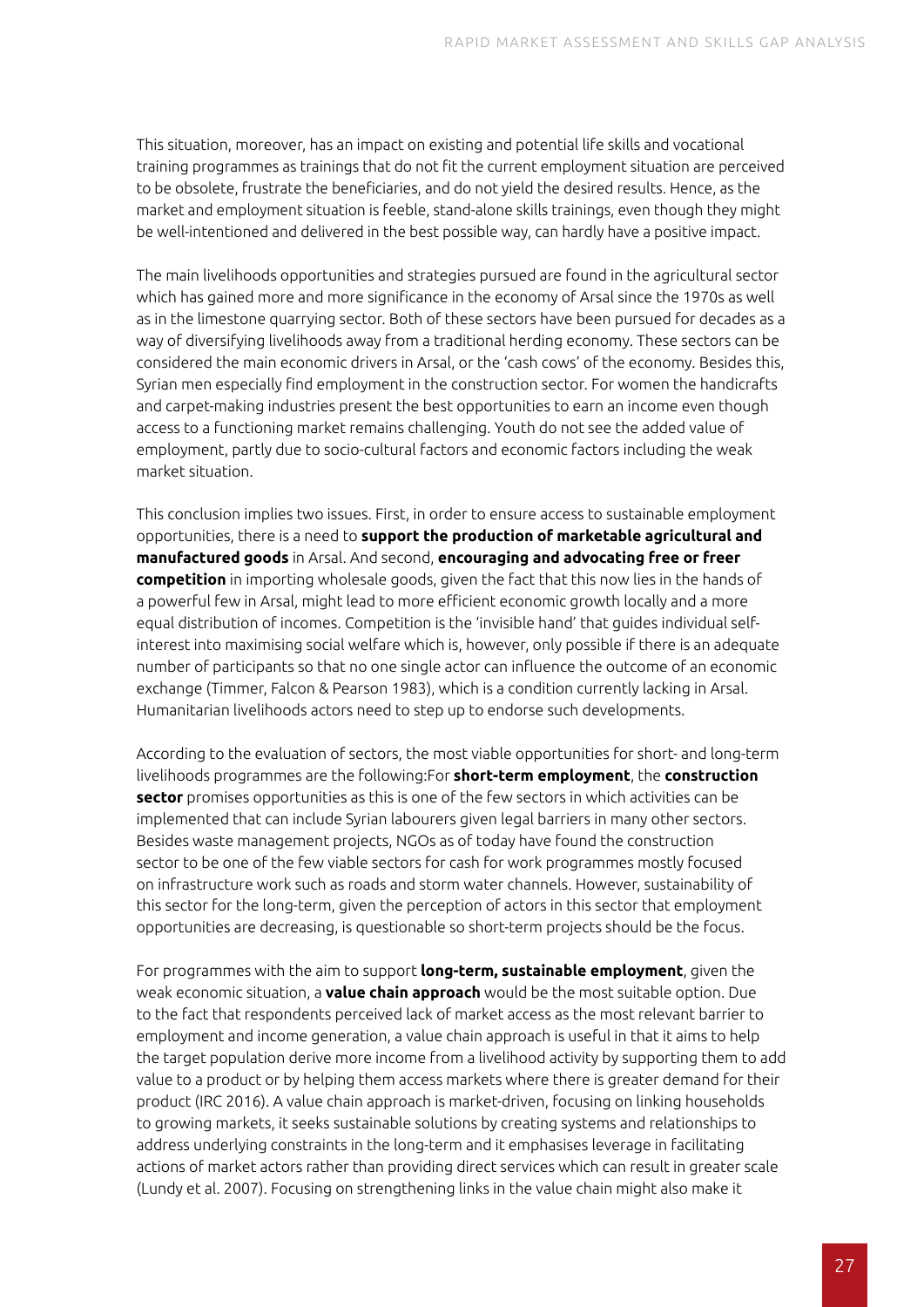This situation, moreover, has an impact on existing and potential life skills and vocational training programmes as trainings that do not fit the current employment situation are perceived to be obsolete, frustrate the beneficiaries, and do not yield the desired results. Hence, as the market and employment situation is feeble, stand-alone skills trainings, even though they might be well-intentioned and delivered in the best possible way, can hardly have a positive impact.

The main livelihoods opportunities and strategies pursued are found in the agricultural sector which has gained more and more significance in the economy of Arsal since the 1970s as well as in the limestone quarrying sector. Both of these sectors have been pursued for decades as a way of diversifying livelihoods away from a traditional herding economy. These sectors can be considered the main economic drivers in Arsal, or the 'cash cows' of the economy. Besides this, Syrian men especially find employment in the construction sector. For women the handicrafts and carpet-making industries present the best opportunities to earn an income even though access to a functioning market remains challenging. Youth do not see the added value of employment, partly due to socio-cultural factors and economic factors including the weak market situation.

This conclusion implies two issues. First, in order to ensure access to sustainable employment opportunities, there is a need to **support the production of marketable agricultural and manufactured goods** in Arsal. And second, **encouraging and advocating free or freer competition** in importing wholesale goods, given the fact that this now lies in the hands of a powerful few in Arsal, might lead to more efficient economic growth locally and a more equal distribution of incomes. Competition is the 'invisible hand' that guides individual self-interest into maximising social welfare which is, however, only possible if there is an adequate number of participants so that no one single actor can influence the outcome of an economic exchange (Timmer, Falcon & Pearson 1983), which is a condition currently lacking in Arsal. Humanitarian livelihoods actors need to step up to endorse such developments.

According to the evaluation of sectors, the most viable opportunities for short- and long-term livelihoods programmes are the following:For **short-term employment**, the **construction sector** promises opportunities as this is one of the few sectors in which activities can be implemented that can include Syrian labourers given legal barriers in many other sectors. Besides waste management projects, NGOs as of today have found the construction sector to be one of the few viable sectors for cash for work programmes mostly focused on infrastructure work such as roads and storm water channels. However, sustainability of this sector for the long-term, given the perception of actors in this sector that employment opportunities are decreasing, is questionable so short-term projects should be the focus.

For programmes with the aim to support **long-term, sustainable employment**, given the weak economic situation, a **value chain approach** would be the most suitable option. Due to the fact that respondents perceived lack of market access as the most relevant barrier to employment and income generation, a value chain approach is useful in that it aims to help the target population derive more income from a livelihood activity by supporting them to add value to a product or by helping them access markets where there is greater demand for their product (IRC 2016). A value chain approach is market-driven, focusing on linking households to growing markets, it seeks sustainable solutions by creating systems and relationships to address underlying constraints in the long-term and it emphasises leverage in facilitating actions of market actors rather than providing direct services which can result in greater scale (Lundy et al. 2007). Focusing on strengthening links in the value chain might also make it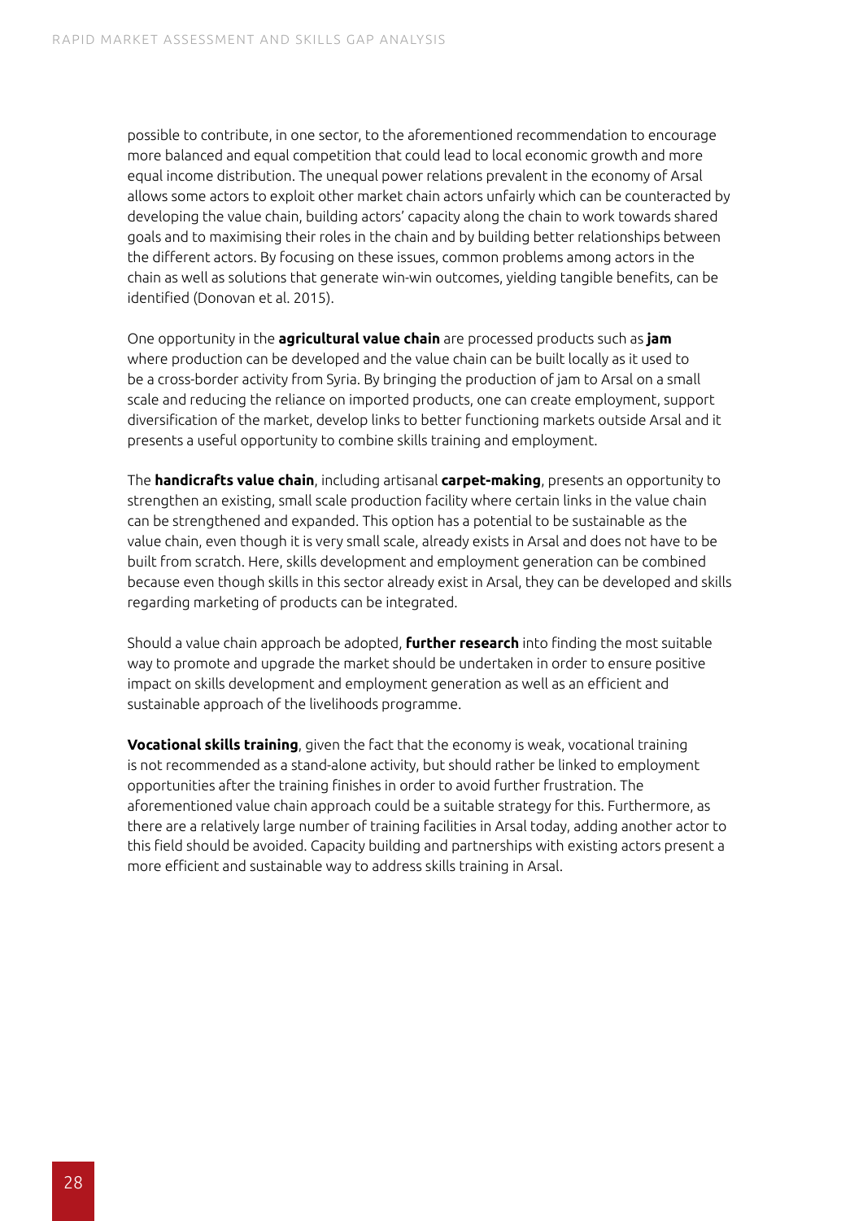possible to contribute, in one sector, to the aforementioned recommendation to encourage more balanced and equal competition that could lead to local economic growth and more equal income distribution. The unequal power relations prevalent in the economy of Arsal allows some actors to exploit other market chain actors unfairly which can be counteracted by developing the value chain, building actors' capacity along the chain to work towards shared goals and to maximising their roles in the chain and by building better relationships between the different actors. By focusing on these issues, common problems among actors in the chain as well as solutions that generate win-win outcomes, yielding tangible benefits, can be identified (Donovan et al. 2015).

One opportunity in the **agricultural value chain** are processed products such as **jam** where production can be developed and the value chain can be built locally as it used to be a cross-border activity from Syria. By bringing the production of jam to Arsal on a small scale and reducing the reliance on imported products, one can create employment, support diversification of the market, develop links to better functioning markets outside Arsal and it presents a useful opportunity to combine skills training and employment.

The **handicrafts value chain**, including artisanal **carpet-making**, presents an opportunity to strengthen an existing, small scale production facility where certain links in the value chain can be strengthened and expanded. This option has a potential to be sustainable as the value chain, even though it is very small scale, already exists in Arsal and does not have to be built from scratch. Here, skills development and employment generation can be combined because even though skills in this sector already exist in Arsal, they can be developed and skills regarding marketing of products can be integrated.

Should a value chain approach be adopted, **further research** into finding the most suitable way to promote and upgrade the market should be undertaken in order to ensure positive impact on skills development and employment generation as well as an efficient and sustainable approach of the livelihoods programme.

**Vocational skills training**, given the fact that the economy is weak, vocational training is not recommended as a stand-alone activity, but should rather be linked to employment opportunities after the training finishes in order to avoid further frustration. The aforementioned value chain approach could be a suitable strategy for this. Furthermore, as there are a relatively large number of training facilities in Arsal today, adding another actor to this field should be avoided. Capacity building and partnerships with existing actors present a more efficient and sustainable way to address skills training in Arsal.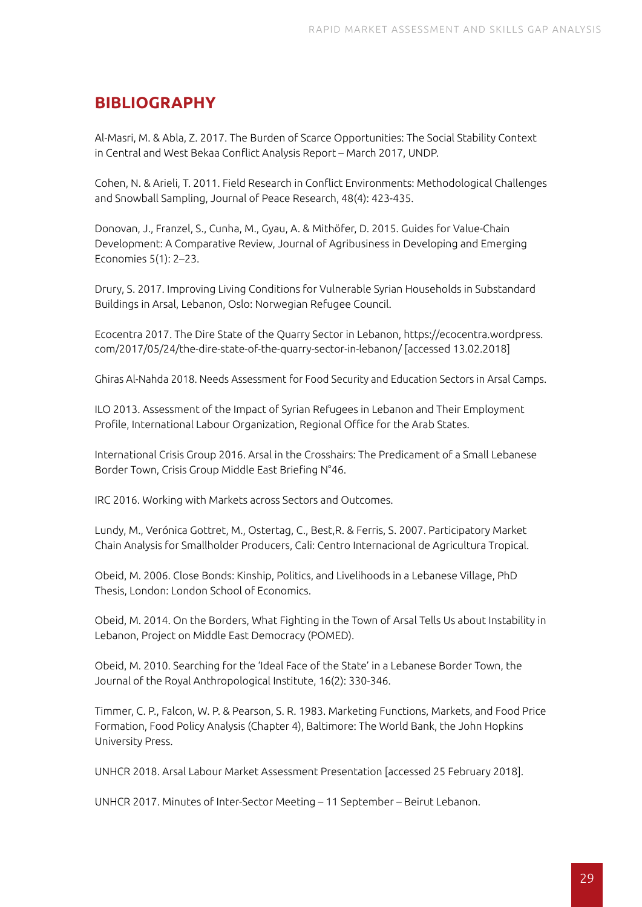## BIBLIOGRAPHY

Al-Masri, M. & Abla, Z. 2017. The Burden of Scarce Opportunities: The Social Stability Context in Central and West Bekaa Conflict Analysis Report – March 2017, UNDP.

Cohen, N. & Arieli, T. 2011. Field Research in Conflict Environments: Methodological Challenges and Snowball Sampling, Journal of Peace Research, 48(4): 423-435.

Donovan, J., Franzel, S., Cunha, M., Gyau, A. & Mithöfer, D. 2015. Guides for Value-Chain Development: A Comparative Review, Journal of Agribusiness in Developing and Emerging Economies 5(1): 2–23.

Drury, S. 2017. Improving Living Conditions for Vulnerable Syrian Households in Substandard Buildings in Arsal, Lebanon, Oslo: Norwegian Refugee Council.

Ecocentra 2017. The Dire State of the Quarry Sector in Lebanon, https://ecocentra.wordpress.com/2017/05/24/the-dire-state-of-the-quarry-sector-in-lebanon/ [accessed 13.02.2018]

Ghiras Al-Nahda 2018. Needs Assessment for Food Security and Education Sectors in Arsal Camps.

ILO 2013. Assessment of the Impact of Syrian Refugees in Lebanon and Their Employment Profile, International Labour Organization, Regional Office for the Arab States.

International Crisis Group 2016. Arsal in the Crosshairs: The Predicament of a Small Lebanese Border Town, Crisis Group Middle East Briefing N°46.

IRC 2016. Working with Markets across Sectors and Outcomes.

Lundy, M., Verónica Gottret, M., Ostertag, C., Best,R. & Ferris, S. 2007. Participatory Market Chain Analysis for Smallholder Producers, Cali: Centro Internacional de Agricultura Tropical.

Obeid, M. 2006. Close Bonds: Kinship, Politics, and Livelihoods in a Lebanese Village, PhD Thesis, London: London School of Economics.

Obeid, M. 2014. On the Borders, What Fighting in the Town of Arsal Tells Us about Instability in Lebanon, Project on Middle East Democracy (POMED).

Obeid, M. 2010. Searching for the 'Ideal Face of the State' in a Lebanese Border Town, the Journal of the Royal Anthropological Institute, 16(2): 330-346.

Timmer, C. P., Falcon, W. P. & Pearson, S. R. 1983. Marketing Functions, Markets, and Food Price Formation, Food Policy Analysis (Chapter 4), Baltimore: The World Bank, the John Hopkins University Press.

UNHCR 2018. Arsal Labour Market Assessment Presentation [accessed 25 February 2018].

UNHCR 2017. Minutes of Inter-Sector Meeting – 11 September – Beirut Lebanon.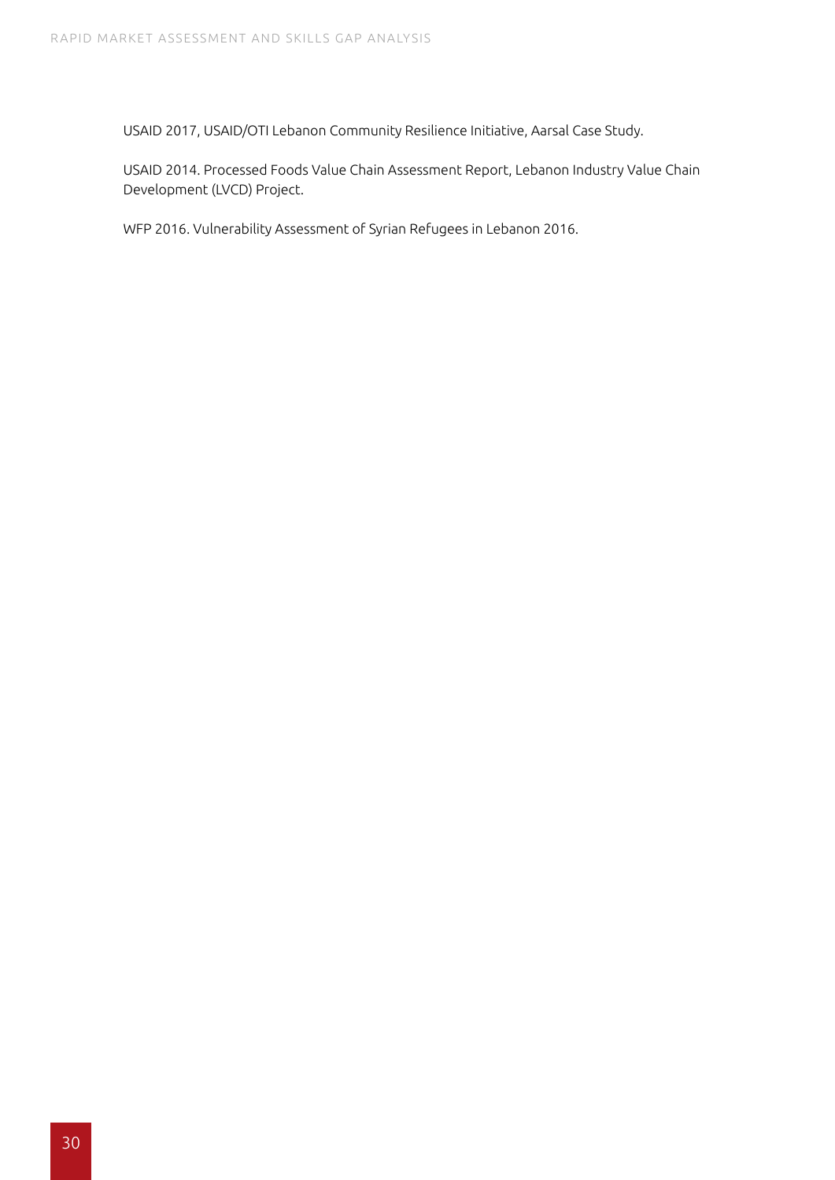USAID 2017, USAID/OTI Lebanon Community Resilience Initiative, Aarsal Case Study.

USAID 2014. Processed Foods Value Chain Assessment Report, Lebanon Industry Value Chain Development (LVCD) Project.

WFP 2016. Vulnerability Assessment of Syrian Refugees in Lebanon 2016.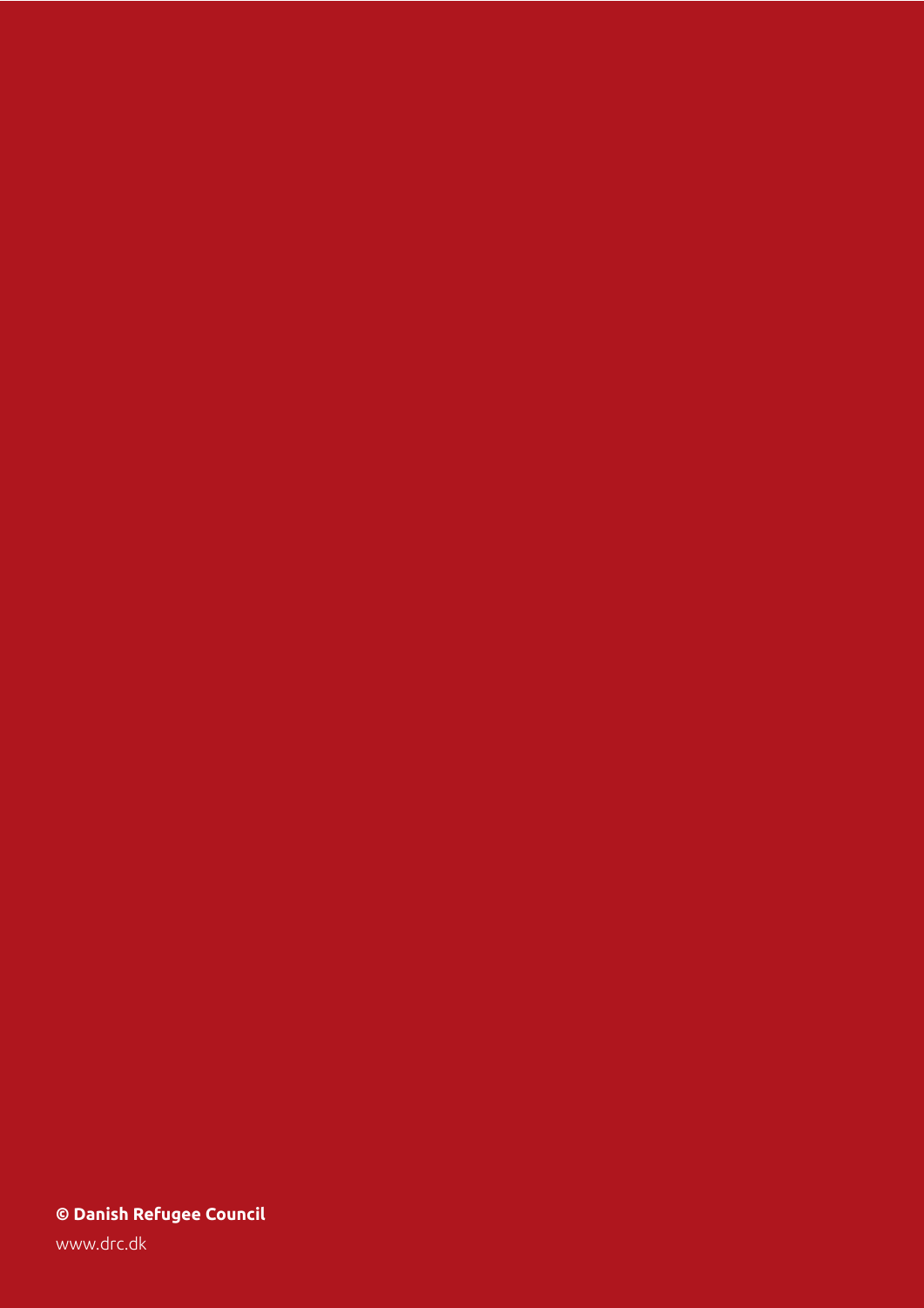**© Danish Refugee Council**

www.drc.dk